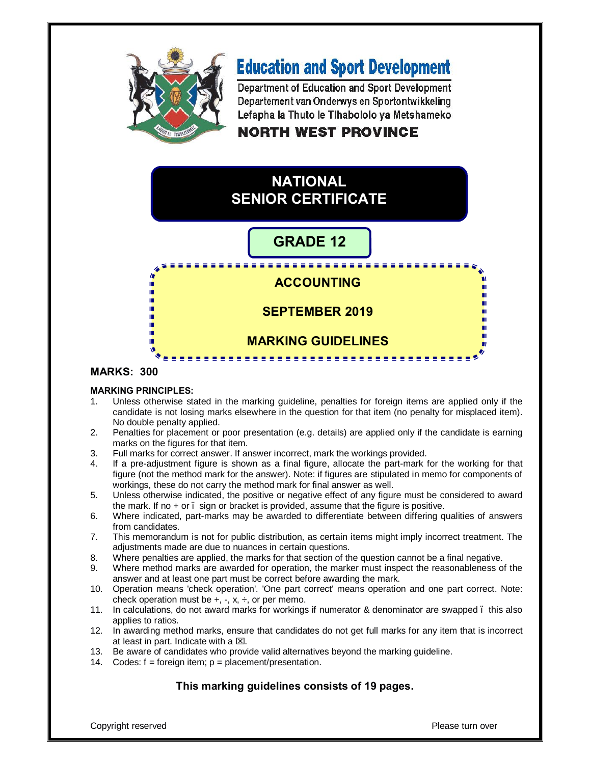# Education and Sport Development

Department of Education and Sport Development
Departement van Onderwys en Sportontwikkeling
Lefapha la Thuto le Tlhabololo ya Metshameko

**NORTH WEST PROVINCE**

# NATIONAL SENIOR CERTIFICATE

## GRADE 12

## ACCOUNTING

## SEPTEMBER 2019

## MARKING GUIDELINES

**MARKS: 300**

**MARKING PRINCIPLES:**

1. Unless otherwise stated in the marking guideline, penalties for foreign items are applied only if the candidate is not losing marks elsewhere in the question for that item (no penalty for misplaced item). No double penalty applied.
2. Penalties for placement or poor presentation (e.g. details) are applied only if the candidate is earning marks on the figures for that item.
3. Full marks for correct answer. If answer incorrect, mark the workings provided.
4. If a pre-adjustment figure is shown as a final figure, allocate the part-mark for the working for that figure (not the method mark for the answer). Note: if figures are stipulated in memo for components of workings, these do not carry the method mark for final answer as well.
5. Unless otherwise indicated, the positive or negative effect of any figure must be considered to award the mark. If no + or – sign or bracket is provided, assume that the figure is positive.
6. Where indicated, part-marks may be awarded to differentiate between differing qualities of answers from candidates.
7. This memorandum is not for public distribution, as certain items might imply incorrect treatment. The adjustments made are due to nuances in certain questions.
8. Where penalties are applied, the marks for that section of the question cannot be a final negative.
9. Where method marks are awarded for operation, the marker must inspect the reasonableness of the answer and at least one part must be correct before awarding the mark.
10. Operation means 'check operation'. 'One part correct' means operation and one part correct. Note: check operation must be +, -, x, ÷, or per memo.
11. In calculations, do not award marks for workings if numerator & denominator are swapped – this also applies to ratios.
12. In awarding method marks, ensure that candidates do not get full marks for any item that is incorrect at least in part. Indicate with a ☒.
13. Be aware of candidates who provide valid alternatives beyond the marking guideline.
14. Codes: f = foreign item; p = placement/presentation.

**This marking guidelines consists of 19 pages.**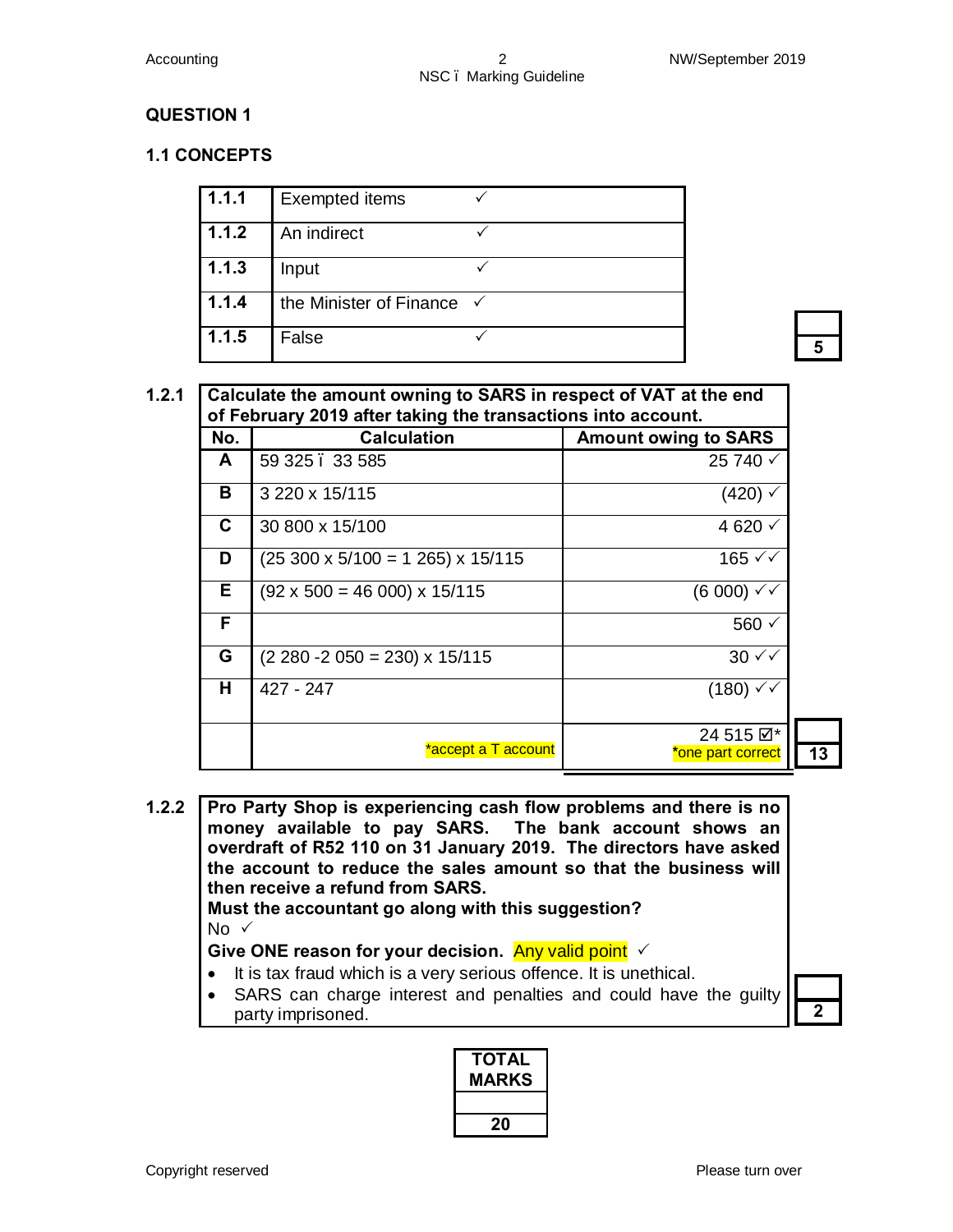## QUESTION 1

### 1.1 CONCEPTS

| | |
|---|---|
| 1.1.1 | Exempted items ✓ |
| 1.1.2 | An indirect ✓ |
| 1.1.3 | Input ✓ |
| 1.1.4 | the Minister of Finance ✓ |
| 1.1.5 | False ✓ |

**5**

**1.2.1** **Calculate the amount owing to SARS in respect of VAT at the end of February 2019 after taking the transactions into account.**

| No. | Calculation | Amount owing to SARS |
|---|---|---|
| A | 59 325 – 33 585 | 25 740 ✓ |
| B | 3 220 x 15/115 | (420) ✓ |
| C | 30 800 x 15/100 | 4 620 ✓ |
| D | (25 300 x 5/100 = 1 265) x 15/115 | 165 ✓✓ |
| E | (92 x 500 = 46 000) x 15/115 | (6 000) ✓✓ |
| F | | 560 ✓ |
| G | (2 280 -2 050 = 230) x 15/115 | 30 ✓✓ |
| H | 427 - 247 | (180) ✓✓ |
| | *accept a T account | 24 515 ☑* *one part correct |

**13**

**1.2.2** **Pro Party Shop is experiencing cash flow problems and there is no money available to pay SARS. The bank account shows an overdraft of R52 110 on 31 January 2019. The directors have asked the account to reduce the sales amount so that the business will then receive a refund from SARS.**

**Must the accountant go along with this suggestion?**

No ✓

**Give ONE reason for your decision.** Any valid point ✓

- It is tax fraud which is a very serious offence. It is unethical.
- SARS can charge interest and penalties and could have the guilty party imprisoned.

**2**

| TOTAL MARKS |
|---|
| 20 |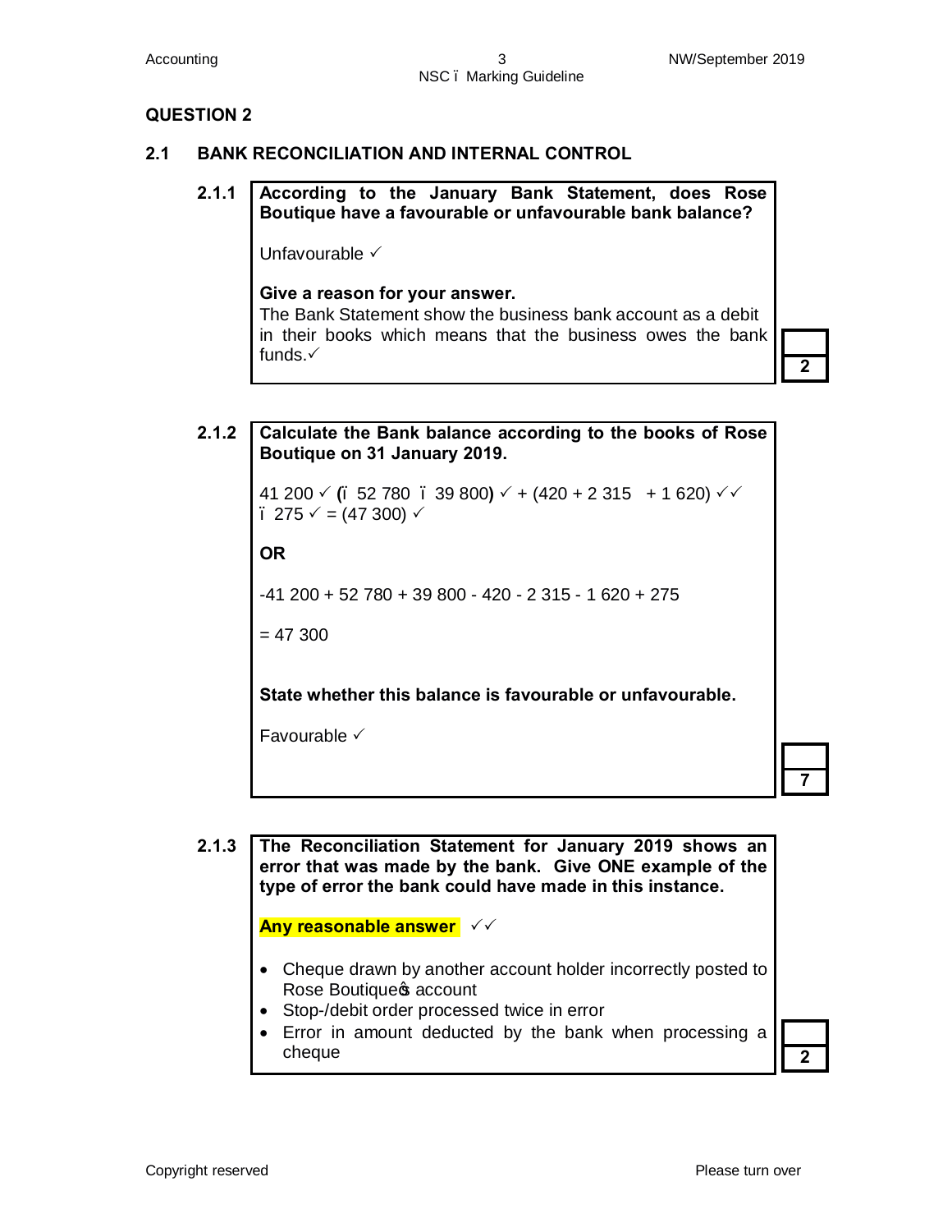## QUESTION 2

### 2.1 BANK RECONCILIATION AND INTERNAL CONTROL

**2.1.1 According to the January Bank Statement, does Rose Boutique have a favourable or unfavourable bank balance?**

Unfavourable ✓

**Give a reason for your answer.**

The Bank Statement show the business bank account as a debit in their books which means that the business owes the bank funds.✓

**2**

**2.1.2 Calculate the Bank balance according to the books of Rose Boutique on 31 January 2019.**

41 200 ✓ **(**– 52 780 – 39 800**)** ✓ + (420 + 2 315 + 1 620) ✓✓ – 275 ✓ = (47 300) ✓

**OR**

-41 200 + 52 780 + 39 800 - 420 - 2 315 - 1 620 + 275

= 47 300

**State whether this balance is favourable or unfavourable.**

Favourable ✓

**7**

**2.1.3 The Reconciliation Statement for January 2019 shows an error that was made by the bank. Give ONE example of the type of error the bank could have made in this instance.**

**Any reasonable answer** ✓✓

- Cheque drawn by another account holder incorrectly posted to Rose Boutique's account
- Stop-/debit order processed twice in error
- Error in amount deducted by the bank when processing a cheque

**2**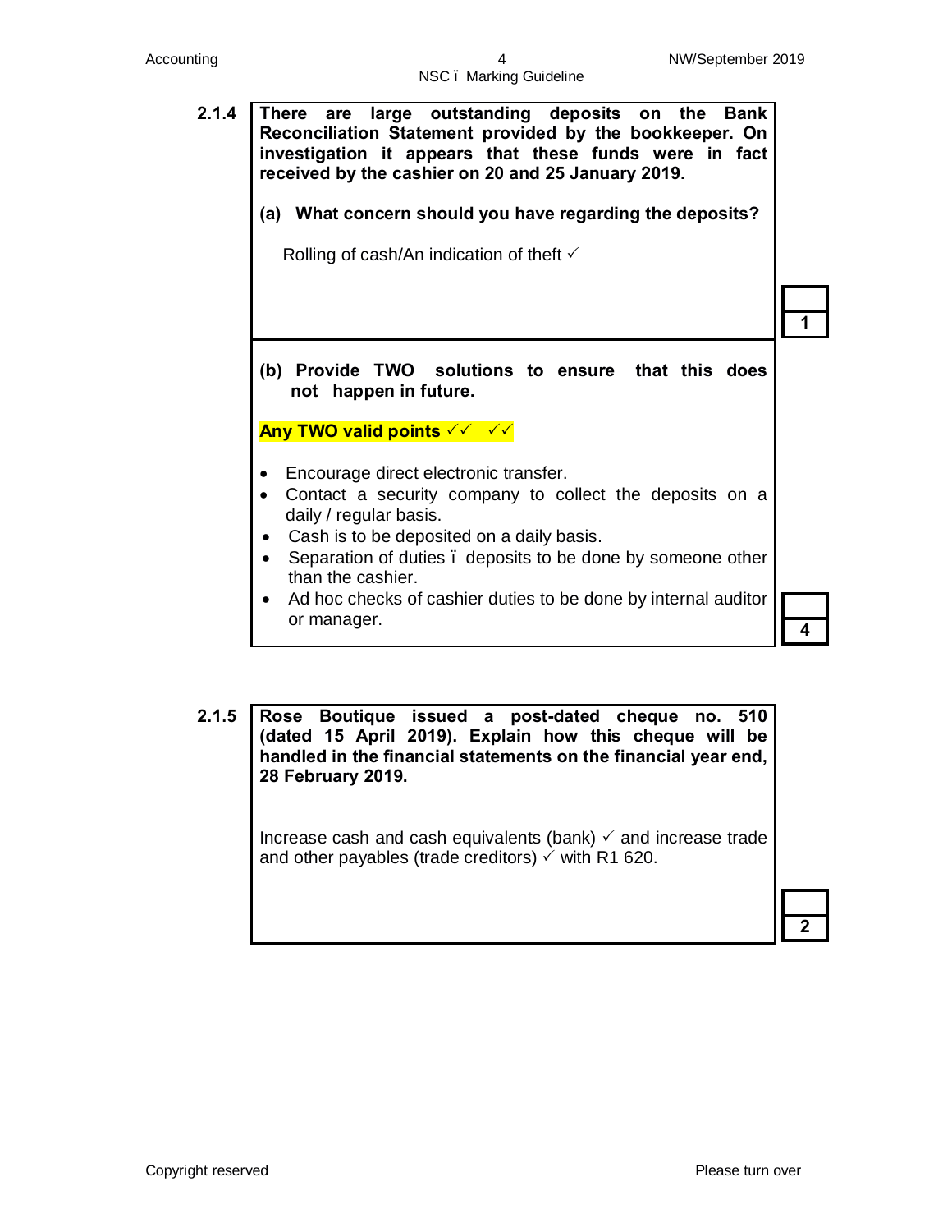**2.1.4** **There are large outstanding deposits on the Bank Reconciliation Statement provided by the bookkeeper. On investigation it appears that these funds were in fact received by the cashier on 20 and 25 January 2019.**

**(a) What concern should you have regarding the deposits?**

Rolling of cash/An indication of theft ✓

**1**

**(b) Provide TWO solutions to ensure that this does not happen in future.**

**Any TWO valid points ✓✓ ✓✓**

- Encourage direct electronic transfer.
- Contact a security company to collect the deposits on a daily / regular basis.
- Cash is to be deposited on a daily basis.
- Separation of duties – deposits to be done by someone other than the cashier.
- Ad hoc checks of cashier duties to be done by internal auditor or manager.

**4**

**2.1.5** **Rose Boutique issued a post-dated cheque no. 510 (dated 15 April 2019). Explain how this cheque will be handled in the financial statements on the financial year end, 28 February 2019.**

Increase cash and cash equivalents (bank) ✓ and increase trade and other payables (trade creditors) ✓ with R1 620.

**2**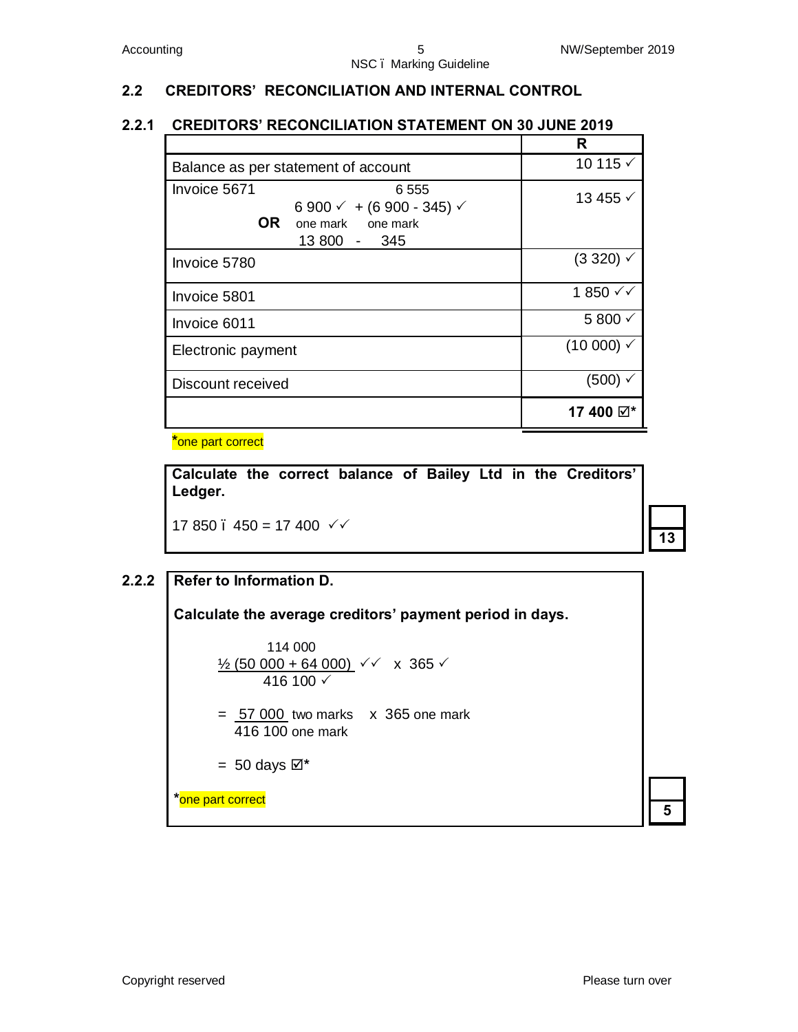## 2.2 CREDITORS' RECONCILIATION AND INTERNAL CONTROL

### 2.2.1 CREDITORS' RECONCILIATION STATEMENT ON 30 JUNE 2019

| | R |
|---|---|
| Balance as per statement of account | 10 115 ✓ |
| Invoice 5671 &nbsp;&nbsp;&nbsp; 6 555<br>6 900 ✓ + (6 900 - 345) ✓<br>**OR** &nbsp; one mark &nbsp;&nbsp; one mark<br>13 800 - 345 | 13 455 ✓ |
| Invoice 5780 | (3 320) ✓ |
| Invoice 5801 | 1 850 ✓✓ |
| Invoice 6011 | 5 800 ✓ |
| Electronic payment | (10 000) ✓ |
| Discount received | (500) ✓ |
| | **17 400** ☑* |

*one part correct

**Calculate the correct balance of Bailey Ltd in the Creditors' Ledger.**

17 850 – 450 = 17 400 ✓✓

**13**

### 2.2.2

**Refer to Information D.**

**Calculate the average creditors' payment period in days.**

$$\frac{\overset{114\ 000}{\frac{1}{2}(50\ 000 + 64\ 000)}\ ✓✓}{416\ 100\ ✓} \times 365\ ✓$$

$$= \frac{57\ 000 \text{ two marks}}{416\ 100 \text{ one mark}} \times 365 \text{ one mark}$$

= 50 days ☑*

*one part correct

**5**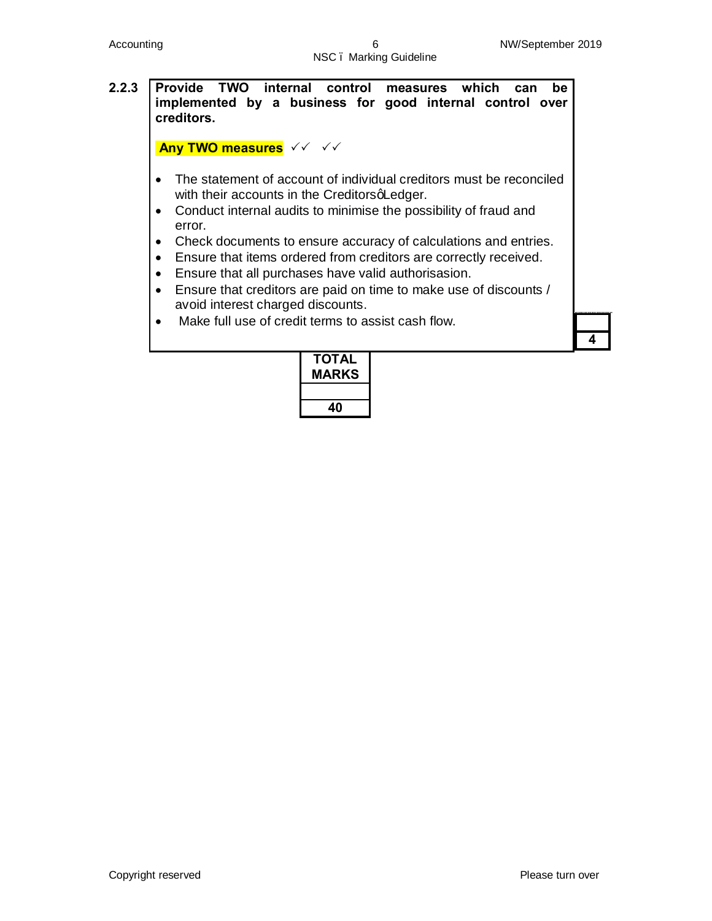**2.2.3** **Provide TWO internal control measures which can be implemented by a business for good internal control over creditors.**

**Any TWO measures** ✓✓ ✓✓

- The statement of account of individual creditors must be reconciled with their accounts in the Creditors' Ledger.
- Conduct internal audits to minimise the possibility of fraud and error.
- Check documents to ensure accuracy of calculations and entries.
- Ensure that items ordered from creditors are correctly received.
- Ensure that all purchases have valid authorisasion.
- Ensure that creditors are paid on time to make use of discounts / avoid interest charged discounts.
- Make full use of credit terms to assist cash flow.

| |
|---|
| |
| **4** |

| **TOTAL MARKS** |
|---|
| |
| **40** |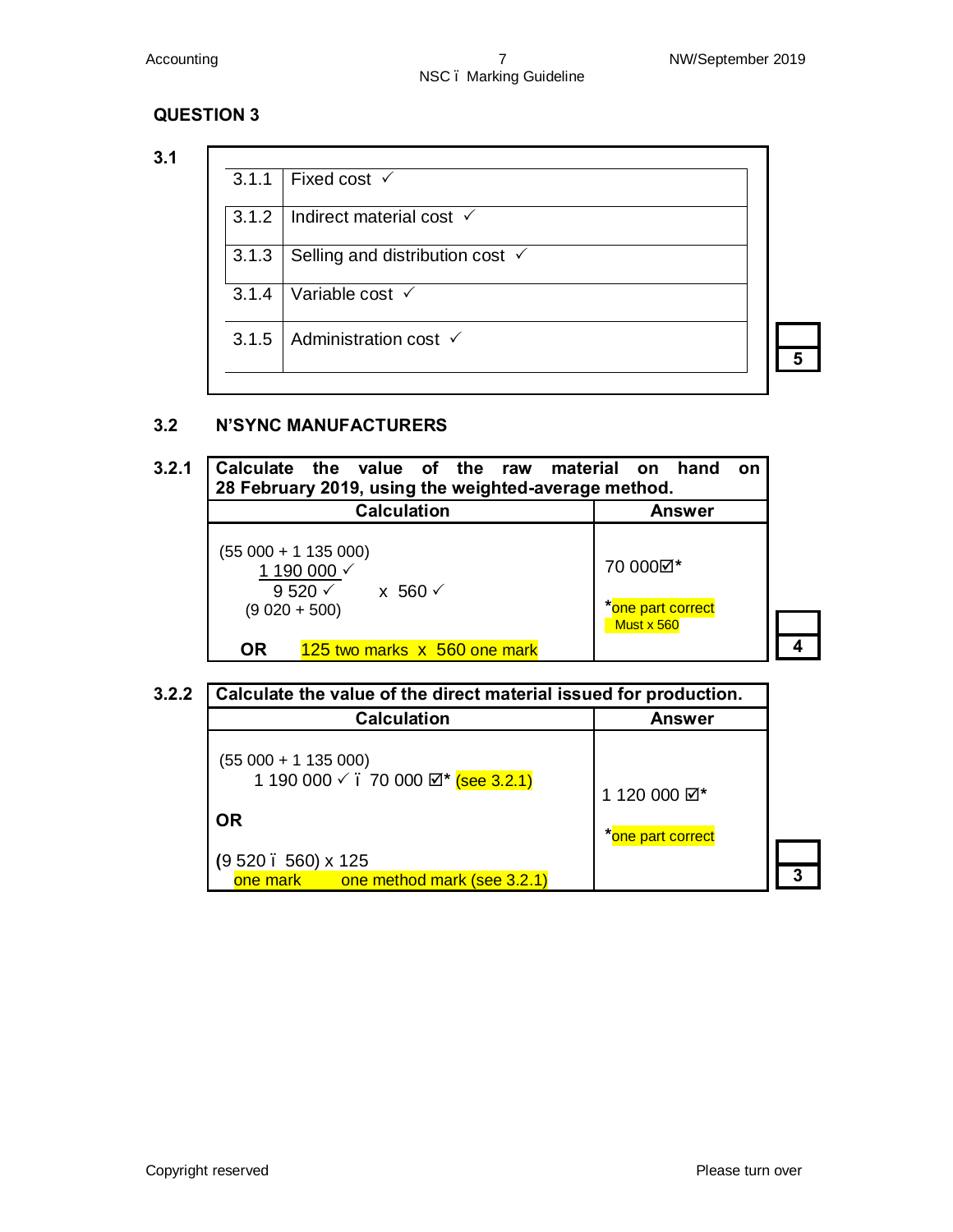## QUESTION 3

### 3.1

| | |
|---|---|
| 3.1.1 | Fixed cost ✓ |
| 3.1.2 | Indirect material cost ✓ |
| 3.1.3 | Selling and distribution cost ✓ |
| 3.1.4 | Variable cost ✓ |
| 3.1.5 | Administration cost ✓ |

**5**

### 3.2 N'SYNC MANUFACTURERS

**3.2.1**

| Calculate the value of the raw material on hand on 28 February 2019, using the weighted-average method. | |
|---|---|
| **Calculation** | **Answer** |
| (55 000 + 1 135 000)<br>1 190 000 ✓<br>9 520 ✓ x 560 ✓<br>(9 020 + 500)<br><br>**OR** 125 two marks x 560 one mark | 70 000☑*<br><br>*one part correct<br>Must x 560 |

**4**

**3.2.2**

| Calculate the value of the direct material issued for production. | |
|---|---|
| **Calculation** | **Answer** |
| (55 000 + 1 135 000)<br>1 190 000 ✓ – 70 000 ☑* (see 3.2.1)<br><br>**OR**<br><br>(9 520 – 560) x 125<br>one mark one method mark (see 3.2.1) | 1 120 000 ☑*<br><br>*one part correct |

**3**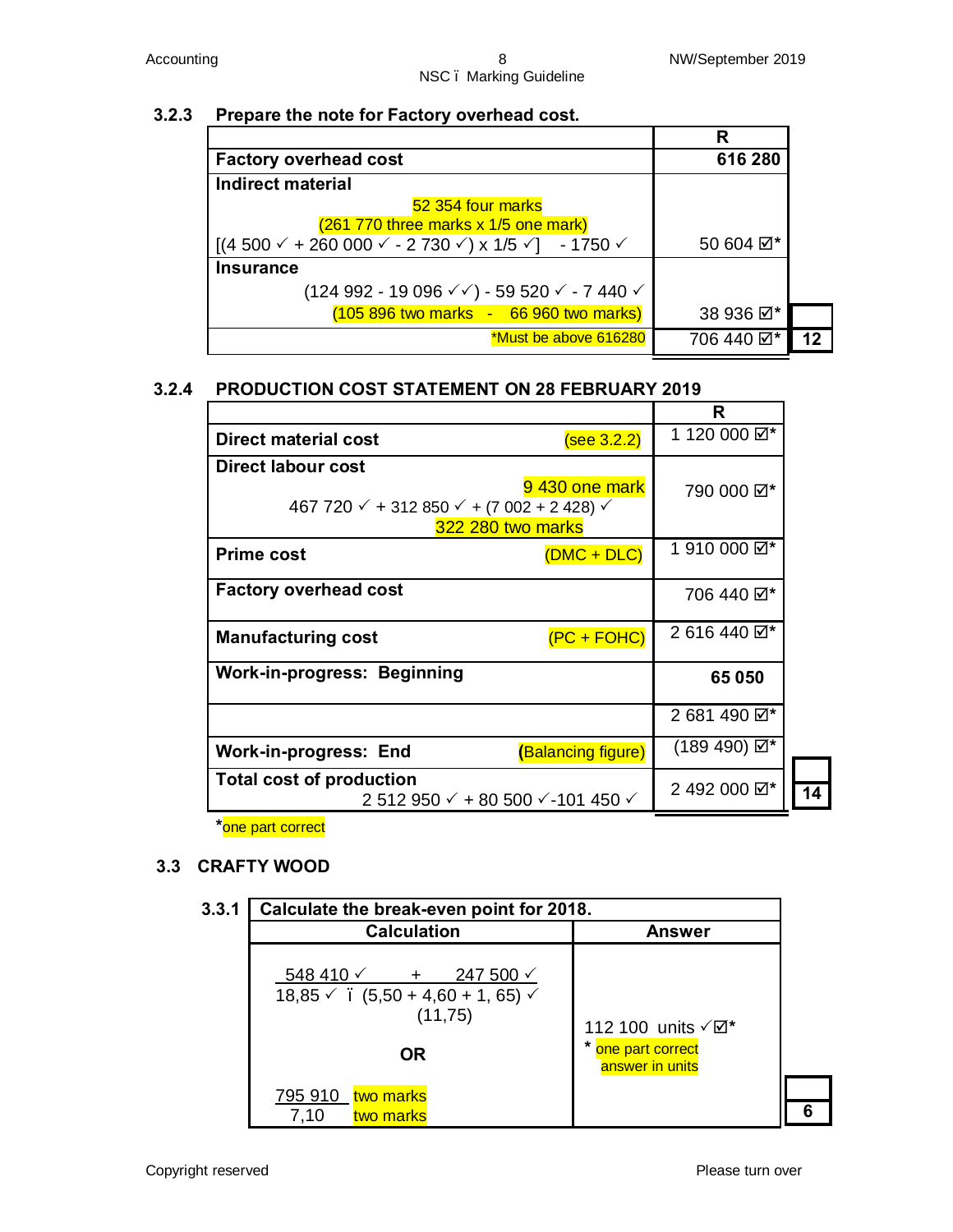### 3.2.3 Prepare the note for Factory overhead cost.

| | R | |
|---|---|---|
| **Factory overhead cost** | **616 280** | |
| **Indirect material**<br>52 354 four marks<br>(261 770 three marks x 1/5 one mark)<br>[(4 500 ✓ + 260 000 ✓ - 2 730 ✓) x 1/5 ✓] - 1750 ✓ | 50 604 ☑* | |
| **Insurance**<br>(124 992 - 19 096 ✓✓) - 59 520 ✓ - 7 440 ✓<br>(105 896 two marks - 66 960 two marks) | 38 936 ☑* | |
| *Must be above 616280 | 706 440 ☑* | 12 |

### 3.2.4 PRODUCTION COST STATEMENT ON 28 FEBRUARY 2019

| | R | |
|---|---|---|
| **Direct material cost** (see 3.2.2) | 1 120 000 ☑* | |
| **Direct labour cost**<br>9 430 one mark<br>467 720 ✓ + 312 850 ✓ + (7 002 + 2 428) ✓<br>322 280 two marks | 790 000 ☑* | |
| **Prime cost** (DMC + DLC) | 1 910 000 ☑* | |
| **Factory overhead cost** | 706 440 ☑* | |
| **Manufacturing cost** (PC + FOHC) | 2 616 440 ☑* | |
| **Work-in-progress: Beginning** | **65 050** | |
| | 2 681 490 ☑* | |
| **Work-in-progress: End** (Balancing figure) | (189 490) ☑* | |
| **Total cost of production**<br>2 512 950 ✓ + 80 500 ✓ -101 450 ✓ | 2 492 000 ☑* | 14 |

*one part correct

## 3.3 CRAFTY WOOD

### 3.3.1

| Calculate the break-even point for 2018. | | |
|---|---|---|
| **Calculation** | **Answer** | |
| (548 410 ✓ + 247 500 ✓) / (18,85 ✓ – (5,50 + 4,60 + 1, 65) ✓)<br>(11,75)<br><br>**OR**<br><br>795 910 two marks / 7,10 two marks | 112 100 units ✓☑*<br>* one part correct answer in units | 6 |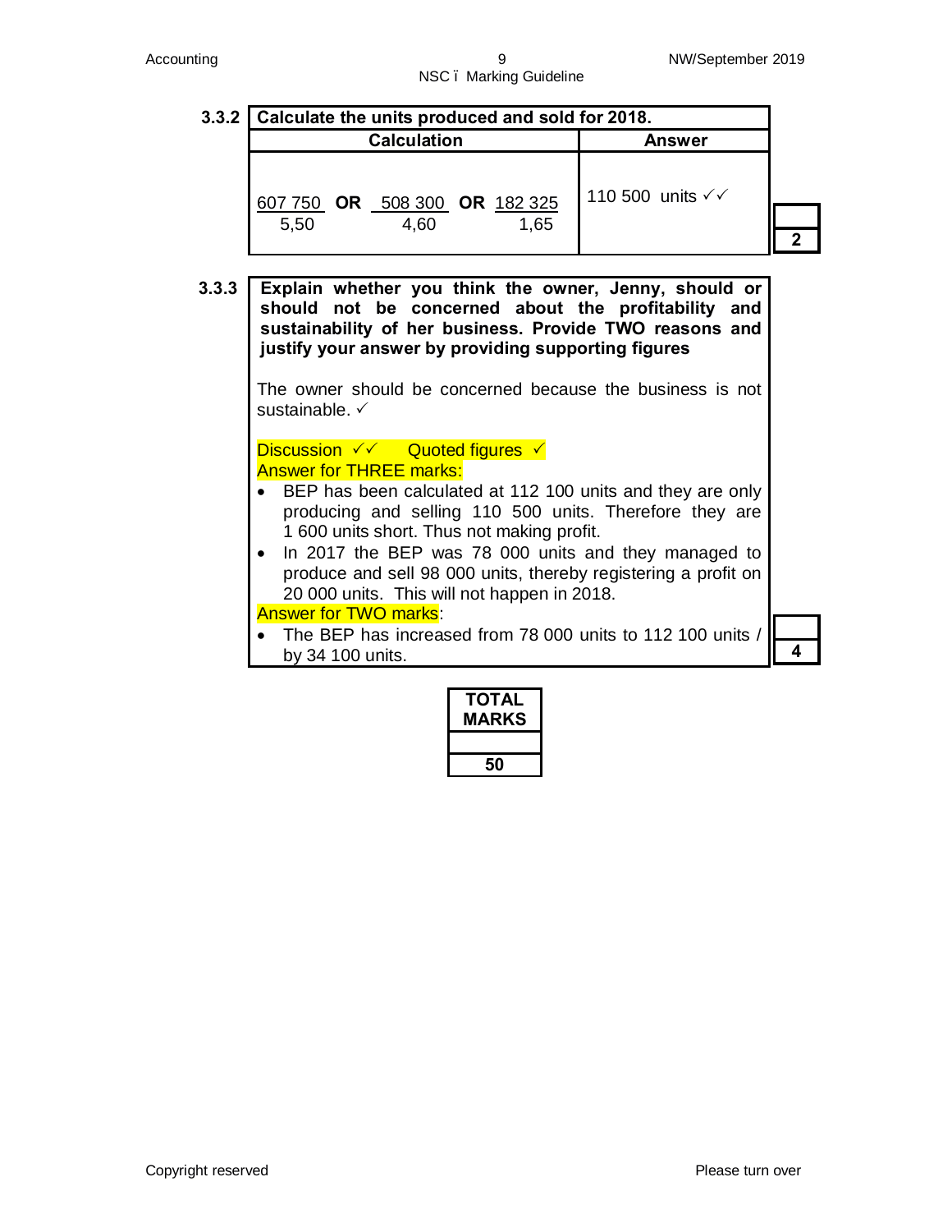**3.3.2**

| Calculate the units produced and sold for 2018. | |
|---|---|
| **Calculation** | **Answer** |
| $\frac{607\ 750}{5,50}$ **OR** $\frac{508\ 300}{4,60}$ **OR** $\frac{182\ 325}{1,65}$ | 110 500 units ✓✓ |

**2**

**3.3.3**

**Explain whether you think the owner, Jenny, should or should not be concerned about the profitability and sustainability of her business. Provide TWO reasons and justify your answer by providing supporting figures**

The owner should be concerned because the business is not sustainable. ✓

Discussion ✓✓ Quoted figures ✓

Answer for THREE marks:

- BEP has been calculated at 112 100 units and they are only producing and selling 110 500 units. Therefore they are 1 600 units short. Thus not making profit.
- In 2017 the BEP was 78 000 units and they managed to produce and sell 98 000 units, thereby registering a profit on 20 000 units. This will not happen in 2018.

Answer for TWO marks:

- The BEP has increased from 78 000 units to 112 100 units / by 34 100 units.

**4**

| TOTAL MARKS |
|---|
| |
| **50** |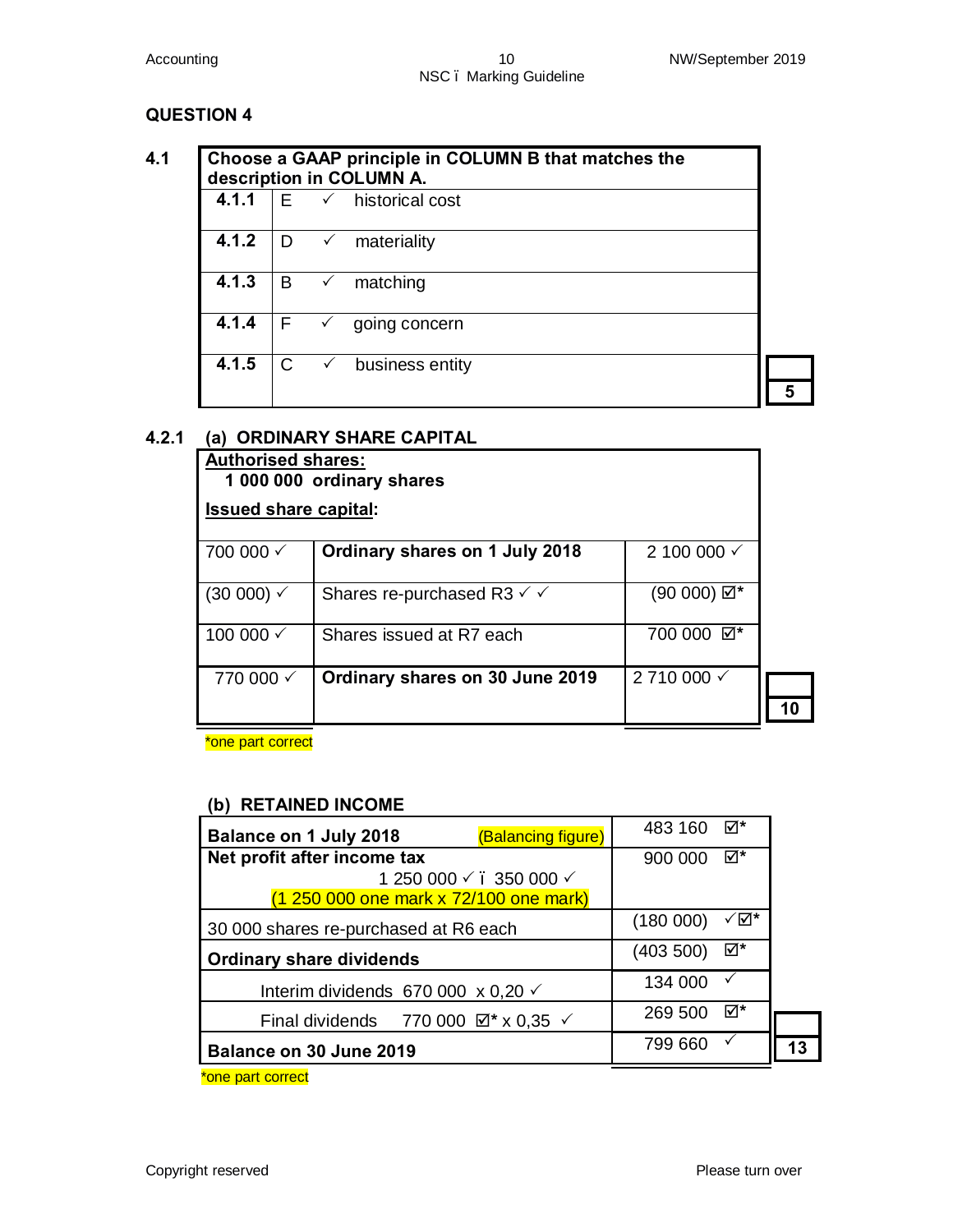## QUESTION 4

### 4.1

| Choose a GAAP principle in COLUMN B that matches the description in COLUMN A. | | | |
|---|---|---|---|
| 4.1.1 | E | ✓ | historical cost |
| 4.1.2 | D | ✓ | materiality |
| 4.1.3 | B | ✓ | matching |
| 4.1.4 | F | ✓ | going concern |
| 4.1.5 | C | ✓ | business entity |

**5**

### 4.2.1 (a) ORDINARY SHARE CAPITAL

**Authorised shares:**
**1 000 000 ordinary shares**

**Issued share capital:**

| | | |
|---|---|---|
| 700 000 ✓ | **Ordinary shares on 1 July 2018** | 2 100 000 ✓ |
| (30 000) ✓ | Shares re-purchased R3 ✓ ✓ | (90 000) ☑* |
| 100 000 ✓ | Shares issued at R7 each | 700 000 ☑* |
| 770 000 ✓ | **Ordinary shares on 30 June 2019** | 2 710 000 ✓ |

**10**

*one part correct

### (b) RETAINED INCOME

| | | |
|---|---|---|
| **Balance on 1 July 2018** (Balancing figure) | 483 160 | ☑* |
| **Net profit after income tax**<br>1 250 000 ✓ – 350 000 ✓<br>(1 250 000 one mark x 72/100 one mark) | 900 000 | ☑* |
| 30 000 shares re-purchased at R6 each | (180 000) | ✓☑* |
| **Ordinary share dividends** | (403 500) | ☑* |
| Interim dividends 670 000 x 0,20 ✓ | 134 000 | ✓ |
| Final dividends 770 000 ☑* x 0,35 ✓ | 269 500 | ☑* |
| **Balance on 30 June 2019** | 799 660 | ✓ |

**13**

*one part correct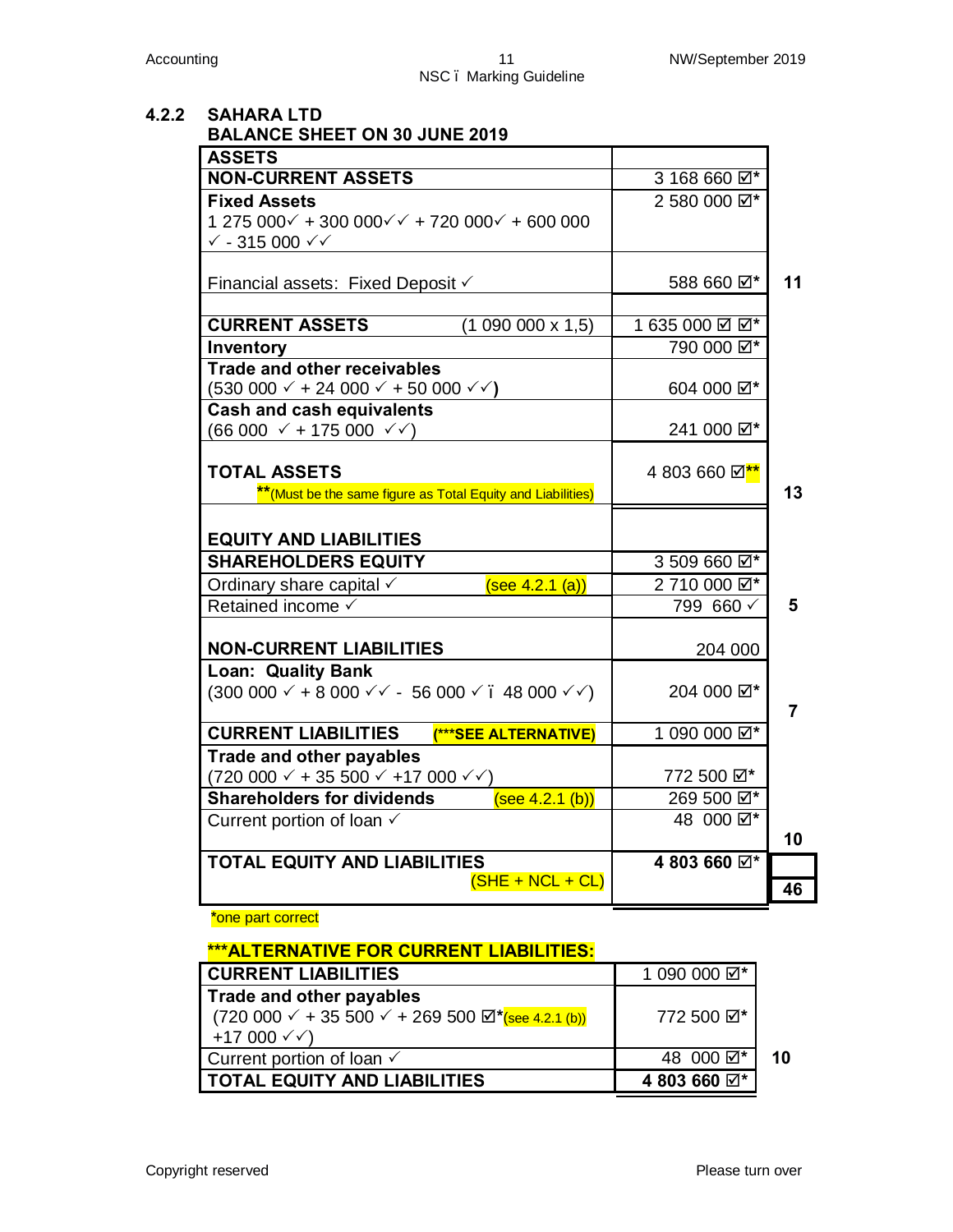## 4.2.2 SAHARA LTD
### BALANCE SHEET ON 30 JUNE 2019

| ASSETS | | |
|---|---|---|
| **NON-CURRENT ASSETS** | 3 168 660 ☑* | |
| **Fixed Assets**<br>1 275 000✓ + 300 000✓✓ + 720 000✓ + 600 000 ✓ - 315 000 ✓✓ | 2 580 000 ☑* | |
| Financial assets: Fixed Deposit ✓ | 588 660 ☑* | **11** |
| **CURRENT ASSETS** (1 090 000 x 1,5) | 1 635 000 ☑ ☑* | |
| **Inventory** | 790 000 ☑* | |
| **Trade and other receivables**<br>(530 000 ✓ + 24 000 ✓ + 50 000 ✓✓) | 604 000 ☑* | |
| **Cash and cash equivalents**<br>(66 000 ✓ + 175 000 ✓✓) | 241 000 ☑* | |
| **TOTAL ASSETS**<br>**(Must be the same figure as Total Equity and Liabilities) | 4 803 660 ☑** | **13** |
| **EQUITY AND LIABILITIES** | | |
| **SHAREHOLDERS EQUITY** | 3 509 660 ☑* | |
| Ordinary share capital ✓ (see 4.2.1 (a)) | 2 710 000 ☑* | |
| Retained income ✓ | 799 660 ✓ | **5** |
| **NON-CURRENT LIABILITIES** | 204 000 | |
| **Loan: Quality Bank**<br>(300 000 ✓ + 8 000 ✓✓ - 56 000 ✓ – 48 000 ✓✓) | 204 000 ☑* | **7** |
| **CURRENT LIABILITIES** (***SEE ALTERNATIVE) | 1 090 000 ☑* | |
| **Trade and other payables**<br>(720 000 ✓ + 35 500 ✓ +17 000 ✓✓) | 772 500 ☑* | |
| **Shareholders for dividends** (see 4.2.1 (b)) | 269 500 ☑* | |
| Current portion of loan ✓ | 48 000 ☑* | **10** |
| **TOTAL EQUITY AND LIABILITIES**<br>(SHE + NCL + CL) | **4 803 660** ☑* | **46** |

*one part correct

### ***ALTERNATIVE FOR CURRENT LIABILITIES:

| CURRENT LIABILITIES | 1 090 000 ☑* | |
|---|---|---|
| **Trade and other payables**<br>(720 000 ✓ + 35 500 ✓ + 269 500 ☑*(see 4.2.1 (b)) +17 000 ✓✓) | 772 500 ☑* | |
| Current portion of loan ✓ | 48 000 ☑* | **10** |
| **TOTAL EQUITY AND LIABILITIES** | **4 803 660** ☑* | |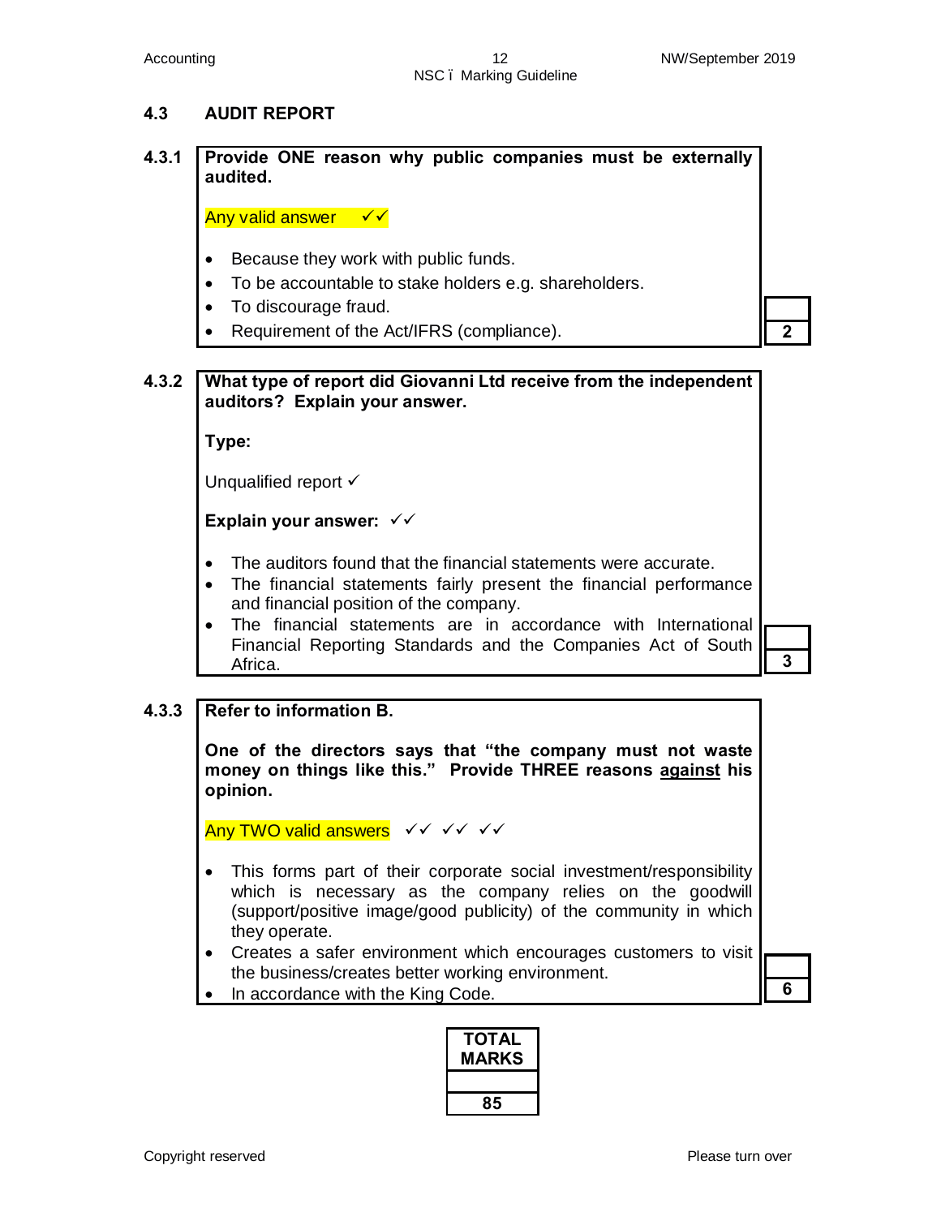## 4.3 AUDIT REPORT

**4.3.1 Provide ONE reason why public companies must be externally audited.**

Any valid answer ✓✓

- Because they work with public funds.
- To be accountable to stake holders e.g. shareholders.
- To discourage fraud.
- Requirement of the Act/IFRS (compliance).

**2**

**4.3.2 What type of report did Giovanni Ltd receive from the independent auditors? Explain your answer.**

**Type:**

Unqualified report ✓

**Explain your answer:** ✓✓

- The auditors found that the financial statements were accurate.
- The financial statements fairly present the financial performance and financial position of the company.
- The financial statements are in accordance with International Financial Reporting Standards and the Companies Act of South Africa.

**3**

**4.3.3 Refer to information B.**

**One of the directors says that "the company must not waste money on things like this." Provide THREE reasons against his opinion.**

Any TWO valid answers ✓✓ ✓✓ ✓✓

- This forms part of their corporate social investment/responsibility which is necessary as the company relies on the goodwill (support/positive image/good publicity) of the community in which they operate.
- Creates a safer environment which encourages customers to visit the business/creates better working environment.
- In accordance with the King Code.

**6**

| TOTAL MARKS |
|---|
| 85 |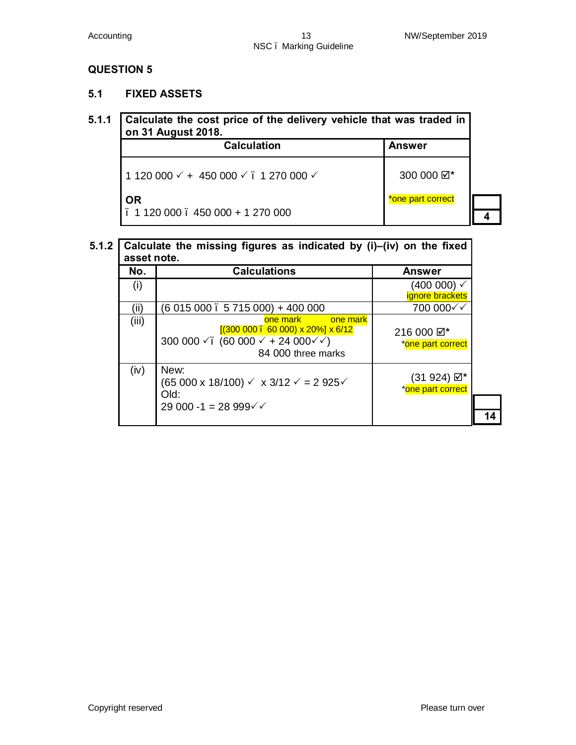## QUESTION 5

### 5.1 FIXED ASSETS

**5.1.1**

| **Calculate the cost price of the delivery vehicle that was traded in on 31 August 2018.** | |
|---|---|
| **Calculation** | **Answer** |
| 1 120 000 ✓ + 450 000 ✓ – 1 270 000 ✓<br><br>**OR**<br>– 1 120 000 – 450 000 + 1 270 000 | 300 000 ☑*<br><br>*one part correct |

**4**

**5.1.2**

| **Calculate the missing figures as indicated by (i)–(iv) on the fixed asset note.** | | |
|---|---|---|
| **No.** | **Calculations** | **Answer** |
| (i) | | (400 000) ✓<br>ignore brackets |
| (ii) | (6 015 000 – 5 715 000) + 400 000 | 700 000✓✓ |
| (iii) | one mark one mark<br>[(300 000 – 60 000) x 20%] x 6/12<br>300 000 ✓– (60 000 ✓ + 24 000✓✓)<br>84 000 three marks | 216 000 ☑*<br>*one part correct |
| (iv) | New:<br>(65 000 x 18/100) ✓ x 3/12 ✓ = 2 925✓<br>Old:<br>29 000 -1 = 28 999✓✓ | (31 924) ☑*<br>*one part correct |

**14**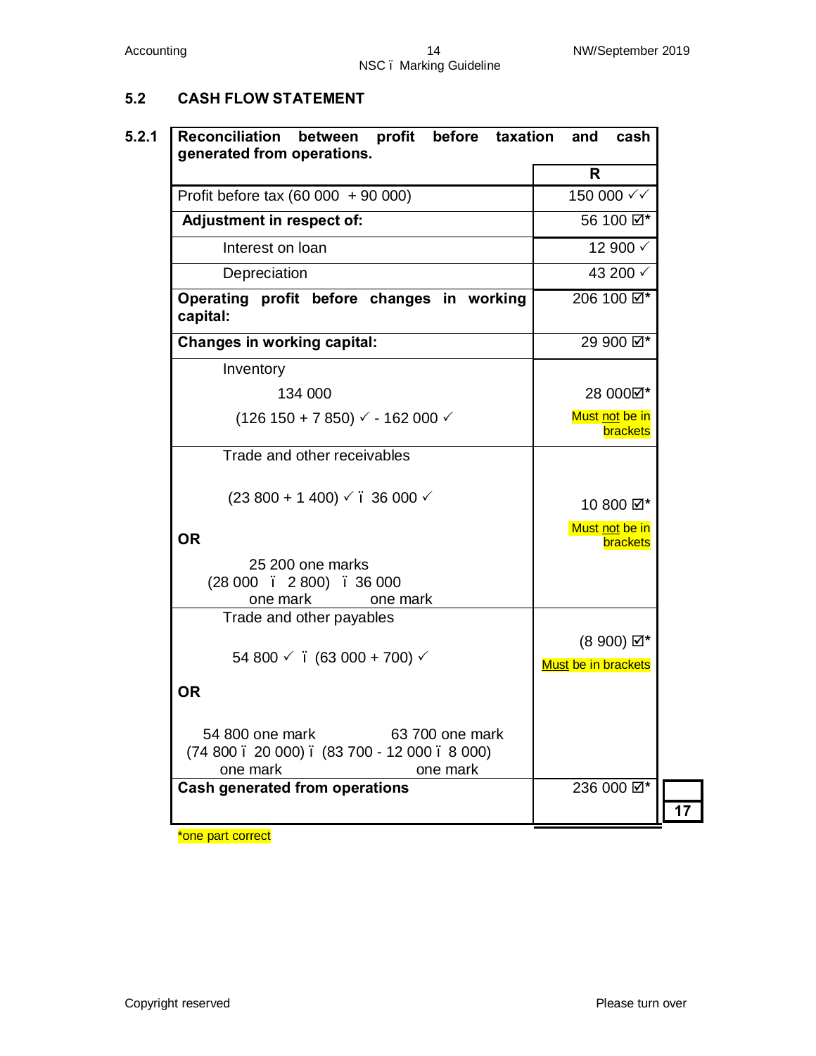## 5.2 CASH FLOW STATEMENT

**5.2.1**

| **Reconciliation between profit before taxation and cash generated from operations.** | |
|---|---|
| | **R** |
| Profit before tax (60 000 + 90 000) | 150 000 ✓✓ |
| **Adjustment in respect of:** | 56 100 ☑* |
| Interest on loan | 12 900 ✓ |
| Depreciation | 43 200 ✓ |
| **Operating profit before changes in working capital:** | 206 100 ☑* |
| **Changes in working capital:** | 29 900 ☑* |
| Inventory<br>134 000<br>(126 150 + 7 850) ✓ - 162 000 ✓ | 28 000☑*<br>Must not be in brackets |
| Trade and other receivables<br>(23 800 + 1 400) ✓ – 36 000 ✓<br>**OR**<br>25 200 one marks<br>(28 000 – 2 800) – 36 000<br>one mark one mark | 10 800 ☑*<br>Must not be in brackets |
| Trade and other payables<br>54 800 ✓ – (63 000 + 700) ✓<br>**OR**<br>54 800 one mark 63 700 one mark<br>(74 800 – 20 000) – (83 700 - 12 000 – 8 000)<br>one mark one mark | (8 900) ☑*<br>Must be in brackets |
| **Cash generated from operations** | 236 000 ☑* |

**17**

*one part correct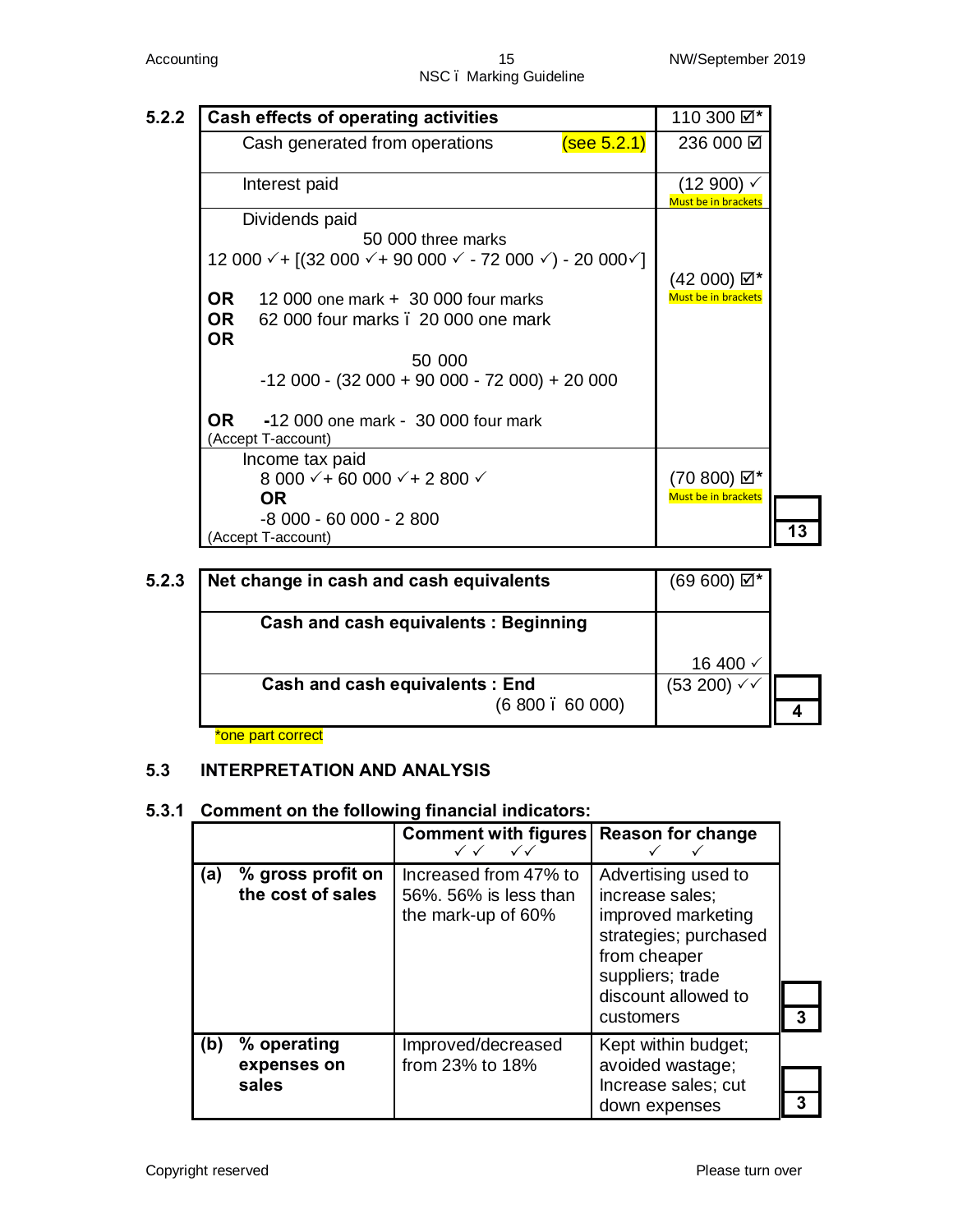**5.2.2**

| Cash effects of operating activities | 110 300 ☑* |
|---|---|
| Cash generated from operations (see 5.2.1) | 236 000 ☑ |
| Interest paid | (12 900) ✓ Must be in brackets |
| Dividends paid<br>50 000 three marks<br>12 000 ✓+ [(32 000 ✓+ 90 000 ✓ - 72 000 ✓) - 20 000✓]<br>**OR** 12 000 one mark + 30 000 four marks<br>**OR** 62 000 four marks – 20 000 one mark<br>**OR**<br>50 000<br>-12 000 - (32 000 + 90 000 - 72 000) + 20 000<br>**OR** **-**12 000 one mark - 30 000 four mark<br>(Accept T-account) | (42 000) ☑* Must be in brackets |
| Income tax paid<br>8 000 ✓+ 60 000 ✓+ 2 800 ✓<br>**OR**<br>-8 000 - 60 000 - 2 800<br>(Accept T-account) | (70 800) ☑* Must be in brackets |

**13**

**5.2.3**

| Net change in cash and cash equivalents | (69 600) ☑* |
|---|---|
| **Cash and cash equivalents : Beginning** | 16 400 ✓ |
| **Cash and cash equivalents : End** (6 800 – 60 000) | (53 200) ✓✓ |

*one part correct

**4**

### 5.3 INTERPRETATION AND ANALYSIS

#### 5.3.1 Comment on the following financial indicators:

| | Comment with figures ✓✓ ✓✓ | Reason for change ✓ ✓ | |
|---|---|---|---|
| **(a) % gross profit on the cost of sales** | Increased from 47% to 56%. 56% is less than the mark-up of 60% | Advertising used to increase sales; improved marketing strategies; purchased from cheaper suppliers; trade discount allowed to customers | 3 |
| **(b) % operating expenses on sales** | Improved/decreased from 23% to 18% | Kept within budget; avoided wastage; Increase sales; cut down expenses | 3 |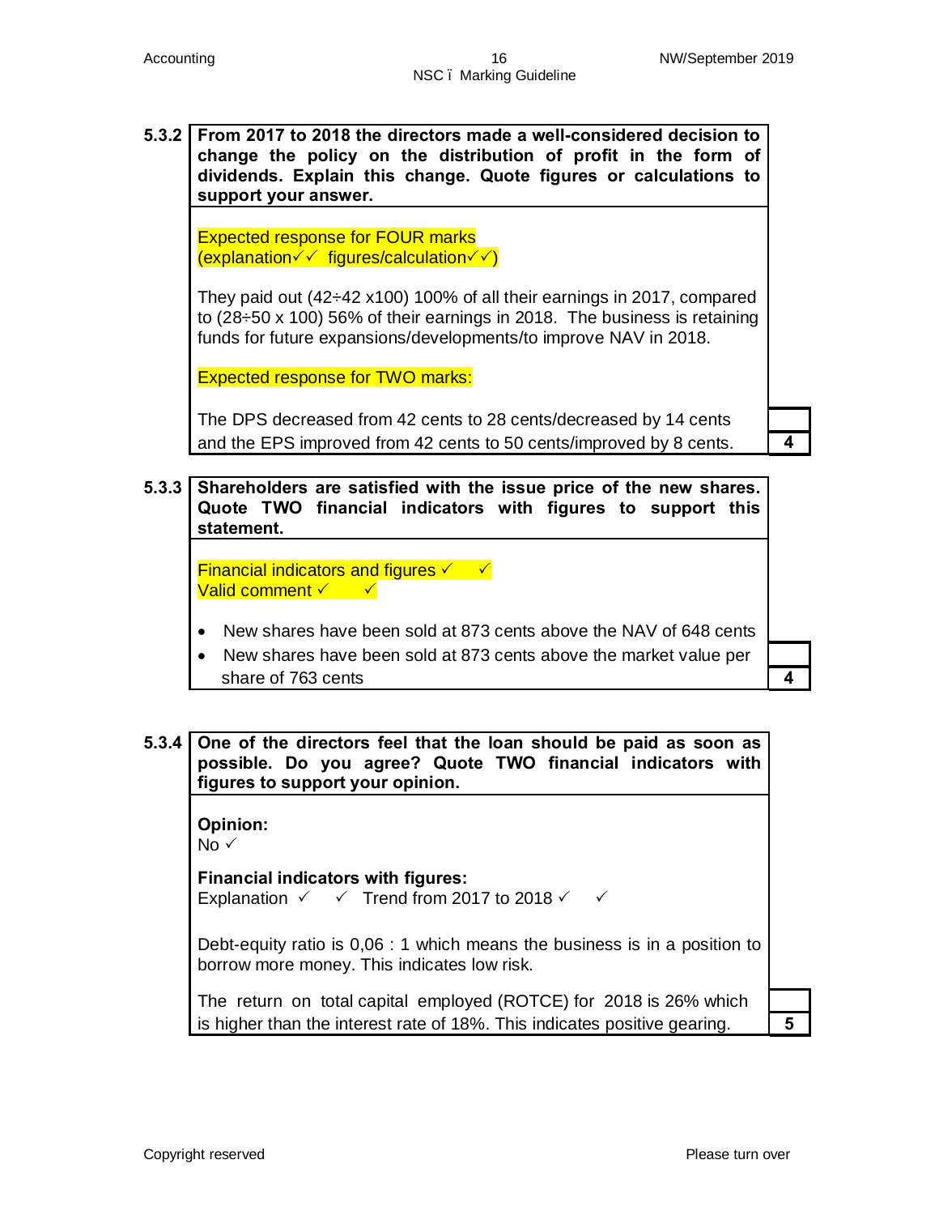**5.3.2 From 2017 to 2018 the directors made a well-considered decision to change the policy on the distribution of profit in the form of dividends. Explain this change. Quote figures or calculations to support your answer.**

Expected response for FOUR marks
(explanation✓✓ figures/calculation✓✓)

They paid out (42÷42 x100) 100% of all their earnings in 2017, compared to (28÷50 x 100) 56% of their earnings in 2018. The business is retaining funds for future expansions/developments/to improve NAV in 2018.

Expected response for TWO marks:

The DPS decreased from 42 cents to 28 cents/decreased by 14 cents and the EPS improved from 42 cents to 50 cents/improved by 8 cents.

**4**

**5.3.3 Shareholders are satisfied with the issue price of the new shares. Quote TWO financial indicators with figures to support this statement.**

Financial indicators and figures ✓ ✓
Valid comment ✓ ✓

- New shares have been sold at 873 cents above the NAV of 648 cents
- New shares have been sold at 873 cents above the market value per share of 763 cents

**4**

**5.3.4 One of the directors feel that the loan should be paid as soon as possible. Do you agree? Quote TWO financial indicators with figures to support your opinion.**

**Opinion:**
No ✓

**Financial indicators with figures:**
Explanation ✓ ✓ Trend from 2017 to 2018 ✓ ✓

Debt-equity ratio is 0,06 : 1 which means the business is in a position to borrow more money. This indicates low risk.

The return on total capital employed (ROTCE) for 2018 is 26% which is higher than the interest rate of 18%. This indicates positive gearing.

**5**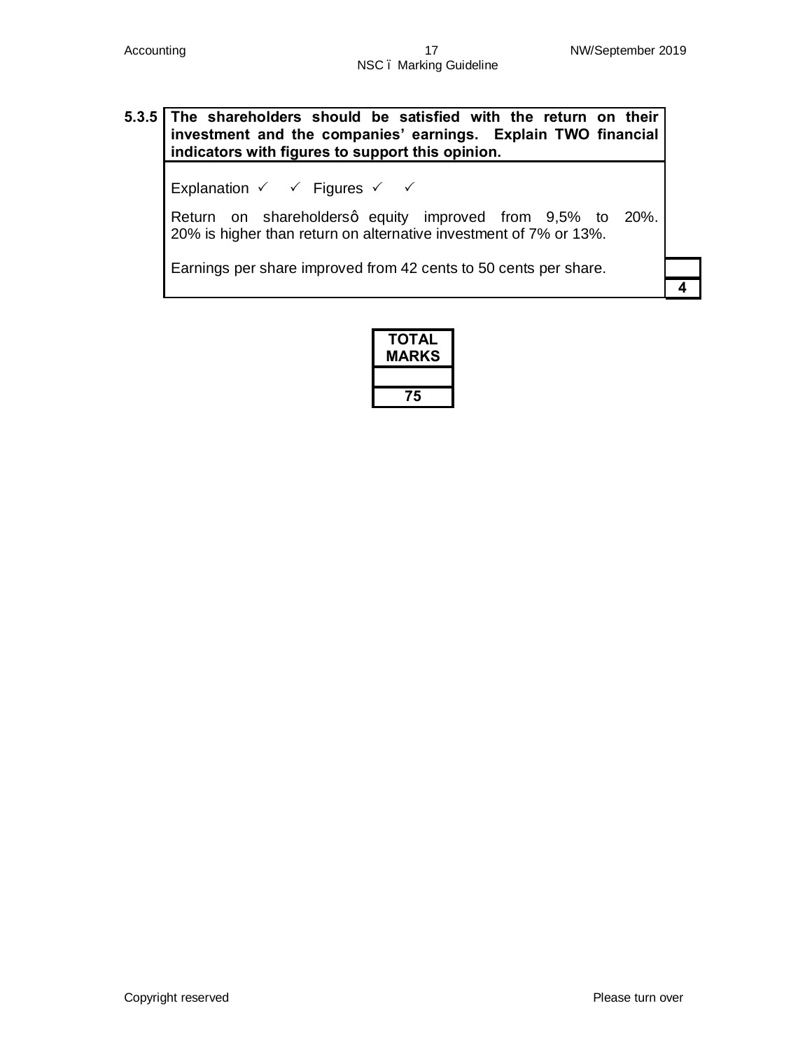| 5.3.5 | **The shareholders should be satisfied with the return on their investment and the companies' earnings. Explain TWO financial indicators with figures to support this opinion.** | |
|---|---|---|
| | Explanation ✓ ✓ Figures ✓ ✓<br><br>Return on shareholdersô equity improved from 9,5% to 20%. 20% is higher than return on alternative investment of 7% or 13%.<br><br>Earnings per share improved from 42 cents to 50 cents per share. | **4** |

| **TOTAL MARKS** |
|---|
| |
| **75** |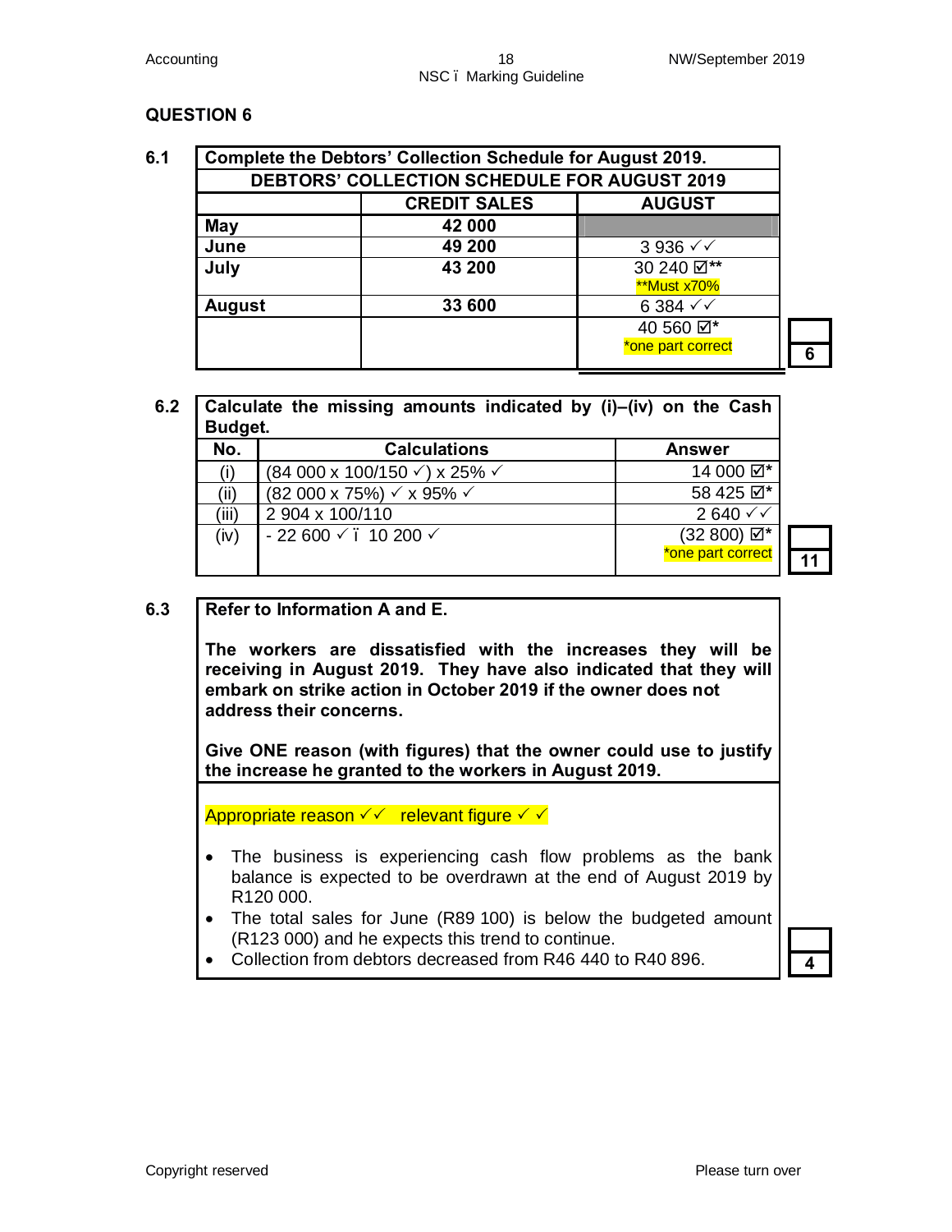## QUESTION 6

**6.1** **Complete the Debtors' Collection Schedule for August 2019.**

| DEBTORS' COLLECTION SCHEDULE FOR AUGUST 2019 | | |
|---|---|---|
| | **CREDIT SALES** | **AUGUST** |
| **May** | **42 000** | |
| **June** | **49 200** | 3 936 ✓✓ |
| **July** | **43 200** | 30 240 ☑** **Must x70% |
| **August** | **33 600** | 6 384 ✓✓ |
| | | 40 560 ☑* *one part correct |

**6**

**6.2** **Calculate the missing amounts indicated by (i)–(iv) on the Cash Budget.**

| No. | Calculations | Answer |
|---|---|---|
| (i) | (84 000 x 100/150 ✓) x 25% ✓ | 14 000 ☑* |
| (ii) | (82 000 x 75%) ✓ x 95% ✓ | 58 425 ☑* |
| (iii) | 2 904 x 100/110 | 2 640 ✓✓ |
| (iv) | - 22 600 ✓ – 10 200 ✓ | (32 800) ☑* *one part correct |

**11**

**6.3** **Refer to Information A and E.**

**The workers are dissatisfied with the increases they will be receiving in August 2019. They have also indicated that they will embark on strike action in October 2019 if the owner does not address their concerns.**

**Give ONE reason (with figures) that the owner could use to justify the increase he granted to the workers in August 2019.**

Appropriate reason ✓✓ relevant figure ✓ ✓

- The business is experiencing cash flow problems as the bank balance is expected to be overdrawn at the end of August 2019 by R120 000.
- The total sales for June (R89 100) is below the budgeted amount (R123 000) and he expects this trend to continue.
- Collection from debtors decreased from R46 440 to R40 896.

**4**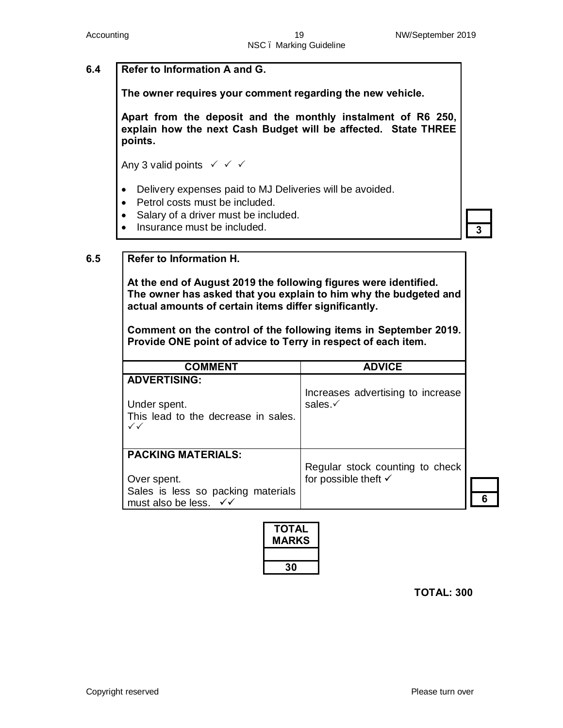**6.4** **Refer to Information A and G.**

**The owner requires your comment regarding the new vehicle.**

**Apart from the deposit and the monthly instalment of R6 250, explain how the next Cash Budget will be affected. State THREE points.**

Any 3 valid points ✓ ✓ ✓

- Delivery expenses paid to MJ Deliveries will be avoided.
- Petrol costs must be included.
- Salary of a driver must be included.
- Insurance must be included.

**3**

**6.5** **Refer to Information H.**

**At the end of August 2019 the following figures were identified. The owner has asked that you explain to him why the budgeted and actual amounts of certain items differ significantly.**

**Comment on the control of the following items in September 2019. Provide ONE point of advice to Terry in respect of each item.**

| COMMENT | ADVICE |
|---|---|
| **ADVERTISING:**<br><br>Under spent.<br>This lead to the decrease in sales. ✓✓ | Increases advertising to increase sales.✓ |
| **PACKING MATERIALS:**<br><br>Over spent.<br>Sales is less so packing materials must also be less. ✓✓ | Regular stock counting to check for possible theft ✓ |

**6**

| TOTAL MARKS |
|---|
| 30 |

**TOTAL: 300**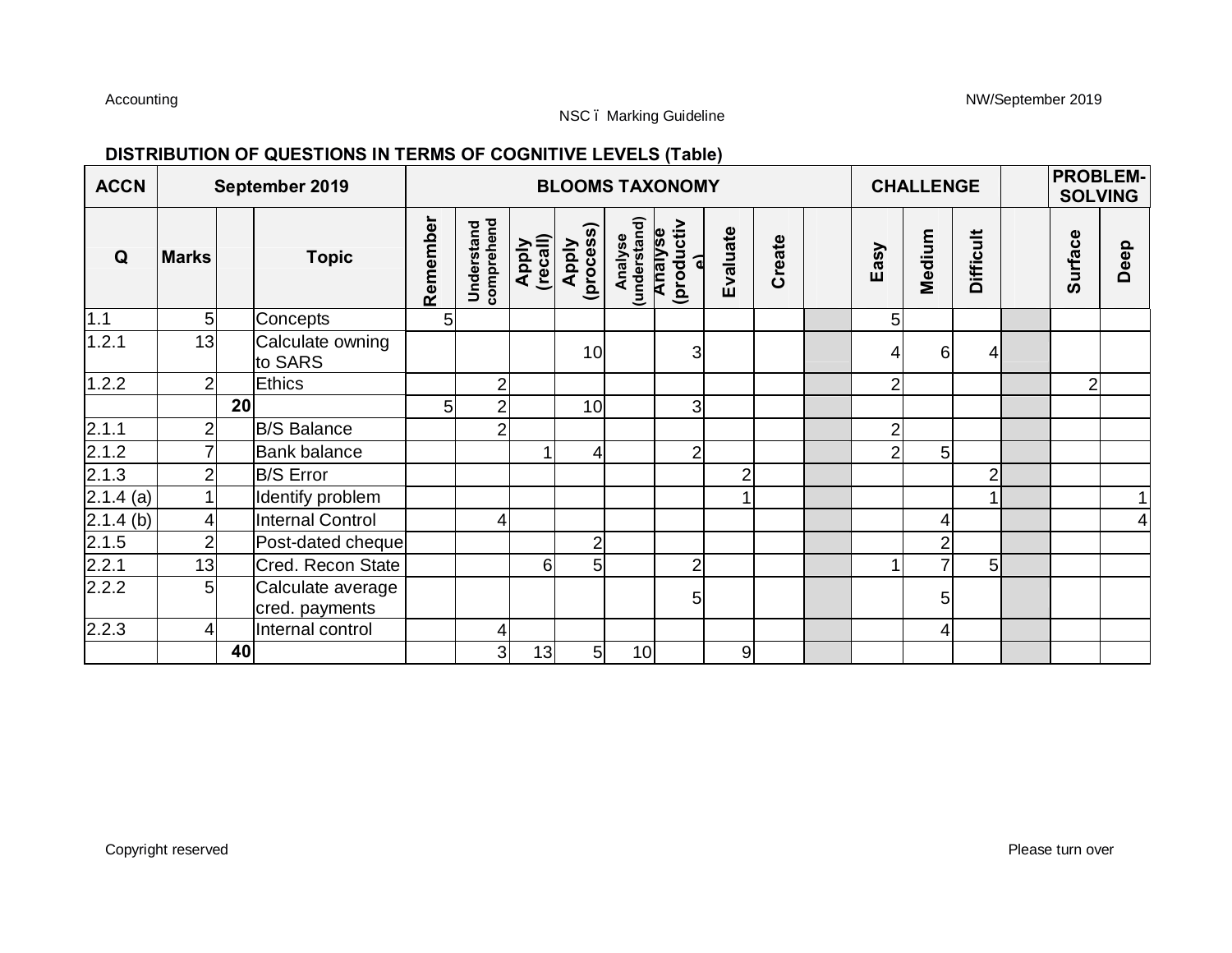**DISTRIBUTION OF QUESTIONS IN TERMS OF COGNITIVE LEVELS (Table)**

| ACCN | September 2019 | | | BLOOMS TAXONOMY | | | | | | | | | CHALLENGE | | | | PROBLEM-SOLVING | |
|---|---|---|---|---|---|---|---|---|---|---|---|---|---|---|---|---|---|---|
| Q | Marks | | Topic | Remember | Understand comprehend | Apply (recall) | Apply (process) | Analyse (understand) | Analyse (productive) | Evaluate | Create | | Easy | Medium | Difficult | | Surface | Deep |
| 1.1 | 5 | | Concepts | 5 | | | | | | | | | 5 | | | | | |
| 1.2.1 | 13 | | Calculate owning to SARS | | | | 10 | | 3 | | | | 4 | 6 | 4 | | | |
| 1.2.2 | 2 | | Ethics | | 2 | | | | | | | | 2 | | | | 2 | |
| | | **20** | | 5 | 2 | | 10 | | 3 | | | | | | | | | |
| 2.1.1 | 2 | | B/S Balance | | 2 | | | | | | | | 2 | | | | | |
| 2.1.2 | 7 | | Bank balance | | | 1 | 4 | | 2 | | | | 2 | 5 | | | | |
| 2.1.3 | 2 | | B/S Error | | | | | | | 2 | | | | | 2 | | | |
| 2.1.4 (a) | 1 | | Identify problem | | | | | | | 1 | | | | | 1 | | | 1 |
| 2.1.4 (b) | 4 | | Internal Control | | 4 | | | | | | | | | 4 | | | | 4 |
| 2.1.5 | 2 | | Post-dated cheque | | | | 2 | | | | | | | 2 | | | | |
| 2.2.1 | 13 | | Cred. Recon State | | | 6 | 5 | | 2 | | | | 1 | 7 | 5 | | | |
| 2.2.2 | 5 | | Calculate average cred. payments | | | | | | 5 | | | | | 5 | | | | |
| 2.2.3 | 4 | | Internal control | | 4 | | | | | | | | | 4 | | | | |
| | | **40** | | | 3 | 13 | 5 | 10 | | 9 | | | | | | | | |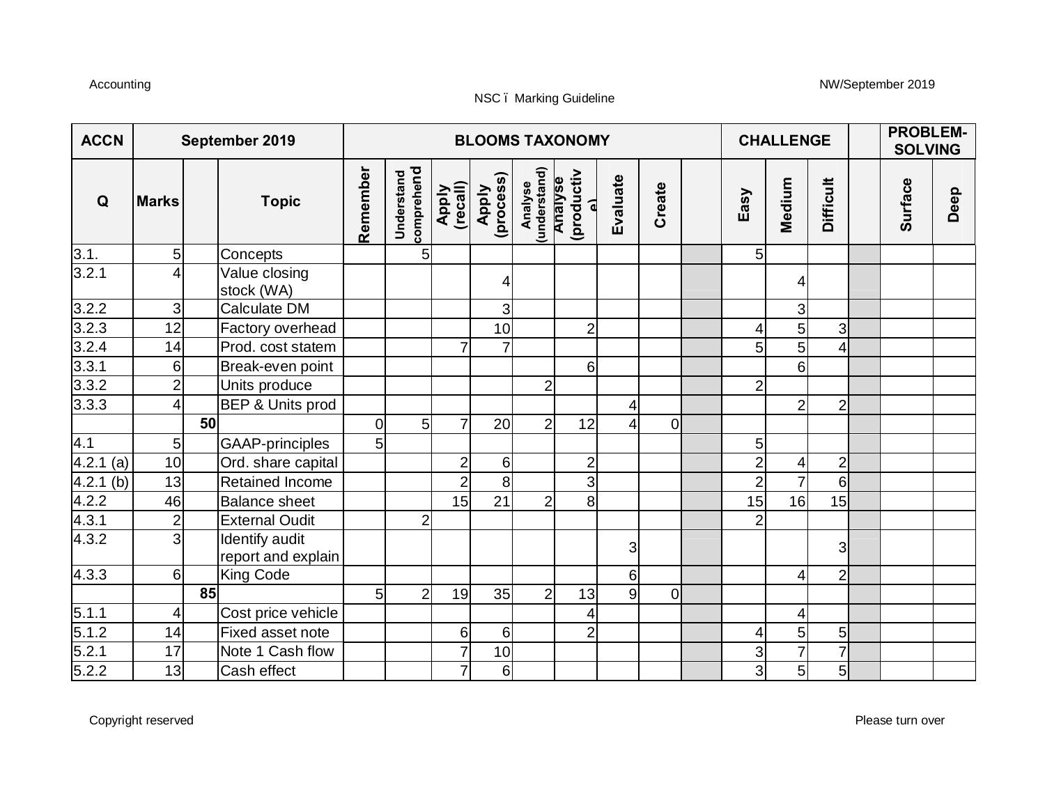| ACCN | September 2019 | | | BLOOMS TAXONOMY | | | | | | | | | CHALLENGE | | | | PROBLEM-SOLVING | |
|---|---|---|---|---|---|---|---|---|---|---|---|---|---|---|---|---|---|---|
| Q | Marks | | Topic | Remember | Understand comprehend | Apply (recall) | Apply (process) | Analyse (understand) | Analyse (productive) | Evaluate | Create | | Easy | Medium | Difficult | | Surface | Deep |
| 3.1. | 5 | | Concepts | | 5 | | | | | | | | 5 | | | | | |
| 3.2.1 | 4 | | Value closing stock (WA) | | | | 4 | | | | | | | 4 | | | | |
| 3.2.2 | 3 | | Calculate DM | | | | 3 | | | | | | | 3 | | | | |
| 3.2.3 | 12 | | Factory overhead | | | | 10 | | 2 | | | | 4 | 5 | 3 | | | |
| 3.2.4 | 14 | | Prod. cost statem | | | 7 | 7 | | | | | | 5 | 5 | 4 | | | |
| 3.3.1 | 6 | | Break-even point | | | | | | 6 | | | | | 6 | | | | |
| 3.3.2 | 2 | | Units produce | | | | | 2 | | | | | 2 | | | | | |
| 3.3.3 | 4 | | BEP & Units prod | | | | | | | 4 | | | | 2 | 2 | | | |
| | | 50 | | 0 | 5 | 7 | 20 | 2 | 12 | 4 | 0 | | | | | | | |
| 4.1 | 5 | | GAAP-principles | 5 | | | | | | | | | 5 | | | | | |
| 4.2.1 (a) | 10 | | Ord. share capital | | | 2 | 6 | | 2 | | | | 2 | 4 | 2 | | | |
| 4.2.1 (b) | 13 | | Retained Income | | | 2 | 8 | | 3 | | | | 2 | 7 | 6 | | | |
| 4.2.2 | 46 | | Balance sheet | | | 15 | 21 | 2 | 8 | | | | 15 | 16 | 15 | | | |
| 4.3.1 | 2 | | External Oudit | | 2 | | | | | | | | 2 | | | | | |
| 4.3.2 | 3 | | Identify audit report and explain | | | | | | | 3 | | | | | 3 | | | |
| 4.3.3 | 6 | | King Code | | | | | | | 6 | | | | 4 | 2 | | | |
| | | 85 | | 5 | 2 | 19 | 35 | 2 | 13 | 9 | 0 | | | | | | | |
| 5.1.1 | 4 | | Cost price vehicle | | | | | | 4 | | | | | 4 | | | | |
| 5.1.2 | 14 | | Fixed asset note | | | 6 | 6 | | 2 | | | | 4 | 5 | 5 | | | |
| 5.2.1 | 17 | | Note 1 Cash flow | | | 7 | 10 | | | | | | 3 | 7 | 7 | | | |
| 5.2.2 | 13 | | Cash effect | | | 7 | 6 | | | | | | 3 | 5 | 5 | | | |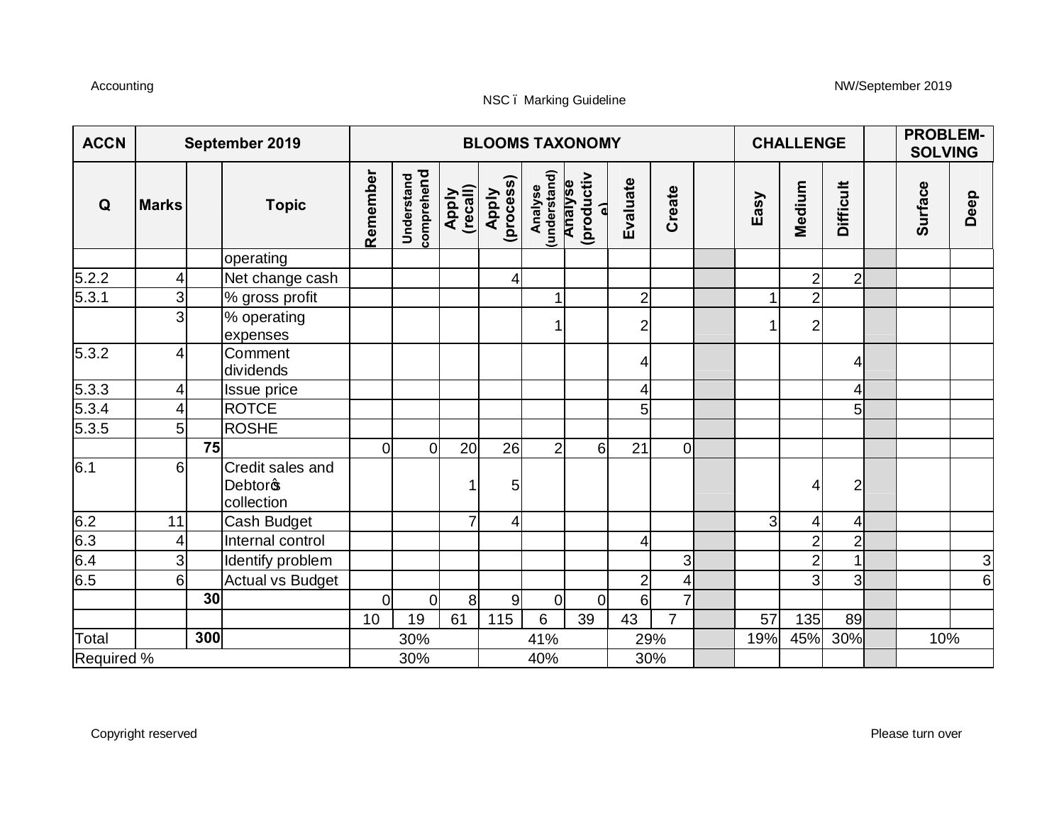| ACCN | September 2019 | | | BLOOMS TAXONOMY | | | | | | | | | CHALLENGE | | | | PROBLEM-SOLVING | |
|---|---|---|---|---|---|---|---|---|---|---|---|---|---|---|---|---|---|---|
| Q | Marks | | Topic | Remember | Understand comprehend | Apply (recall) | Apply (process) | Analyse (understand) | Analyse (productive) | Evaluate | Create | | Easy | Medium | Difficult | | Surface | Deep |
| | | | operating | | | | | | | | | | | | | | | |
| 5.2.2 | 4 | | Net change cash | | | | 4 | | | | | | | 2 | 2 | | | |
| 5.3.1 | 3 | | % gross profit | | | | | 1 | | 2 | | | 1 | 2 | | | | |
| | 3 | | % operating expenses | | | | | 1 | | 2 | | | 1 | 2 | | | | |
| 5.3.2 | 4 | | Comment dividends | | | | | | | 4 | | | | | 4 | | | |
| 5.3.3 | 4 | | Issue price | | | | | | | 4 | | | | | 4 | | | |
| 5.3.4 | 4 | | ROTCE | | | | | | | 5 | | | | | 5 | | | |
| 5.3.5 | 5 | | ROSHE | | | | | | | | | | | | | | | |
| | | **75** | | 0 | 0 | 20 | 26 | 2 | 6 | 21 | 0 | | | | | | | |
| 6.1 | 6 | | Credit sales and Debtors' collection | | | 1 | 5 | | | | | | | 4 | 2 | | | |
| 6.2 | 11 | | Cash Budget | | | 7 | 4 | | | | | | 3 | 4 | 4 | | | |
| 6.3 | 4 | | Internal control | | | | | | | 4 | | | | 2 | 2 | | | |
| 6.4 | 3 | | Identify problem | | | | | | | | 3 | | | 2 | 1 | | | 3 |
| 6.5 | 6 | | Actual vs Budget | | | | | | | 2 | 4 | | | 3 | 3 | | | 6 |
| | | **30** | | 0 | 0 | 8 | 9 | 0 | 0 | 6 | 7 | | | | | | | |
| | | | | 10 | 19 | 61 | 115 | 6 | 39 | 43 | 7 | | 57 | 135 | 89 | | | |
| Total | | **300** | | 30% | | | 41% | | | 29% | | | 19% | 45% | 30% | | 10% | |
| Required % | | | | 30% | | | 40% | | | 30% | | | | | | | | |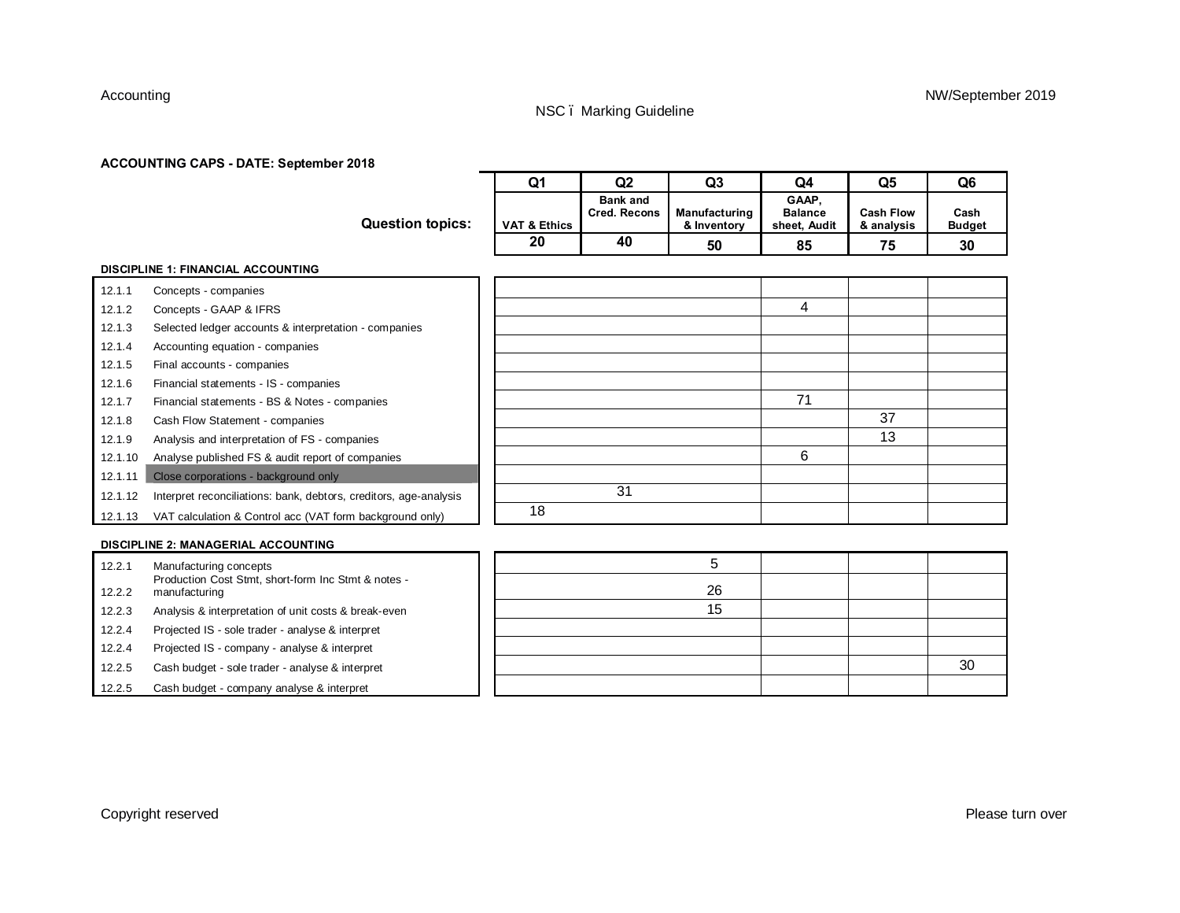**ACCOUNTING CAPS - DATE: September 2018**

| | | Q1 | Q2 | Q3 | Q4 | Q5 | Q6 |
|---|---|---|---|---|---|---|---|
| | **Question topics:** | VAT & Ethics | Bank and Cred. Recons | Manufacturing & Inventory | GAAP, Balance sheet, Audit | Cash Flow & analysis | Cash Budget |
| | | 20 | 40 | 50 | 85 | 75 | 30 |
| **DISCIPLINE 1: FINANCIAL ACCOUNTING** | | | | | | | |
| 12.1.1 | Concepts - companies | | | | | | |
| 12.1.2 | Concepts - GAAP & IFRS | | | | 4 | | |
| 12.1.3 | Selected ledger accounts & interpretation - companies | | | | | | |
| 12.1.4 | Accounting equation - companies | | | | | | |
| 12.1.5 | Final accounts - companies | | | | | | |
| 12.1.6 | Financial statements - IS - companies | | | | | | |
| 12.1.7 | Financial statements - BS & Notes - companies | | | | 71 | | |
| 12.1.8 | Cash Flow Statement - companies | | | | | 37 | |
| 12.1.9 | Analysis and interpretation of FS - companies | | | | | 13 | |
| 12.1.10 | Analyse published FS & audit report of companies | | | | 6 | | |
| 12.1.11 | Close corporations - background only | | | | | | |
| 12.1.12 | Interpret reconciliations: bank, debtors, creditors, age-analysis | | 31 | | | | |
| 12.1.13 | VAT calculation & Control acc (VAT form background only) | 18 | | | | | |
| **DISCIPLINE 2: MANAGERIAL ACCOUNTING** | | | | | | | |
| 12.2.1 | Manufacturing concepts | | | 5 | | | |
| 12.2.2 | Production Cost Stmt, short-form Inc Stmt & notes - manufacturing | | | 26 | | | |
| 12.2.3 | Analysis & interpretation of unit costs & break-even | | | 15 | | | |
| 12.2.4 | Projected IS - sole trader - analyse & interpret | | | | | | |
| 12.2.4 | Projected IS - company - analyse & interpret | | | | | | |
| 12.2.5 | Cash budget - sole trader - analyse & interpret | | | | | | 30 |
| 12.2.5 | Cash budget - company analyse & interpret | | | | | | |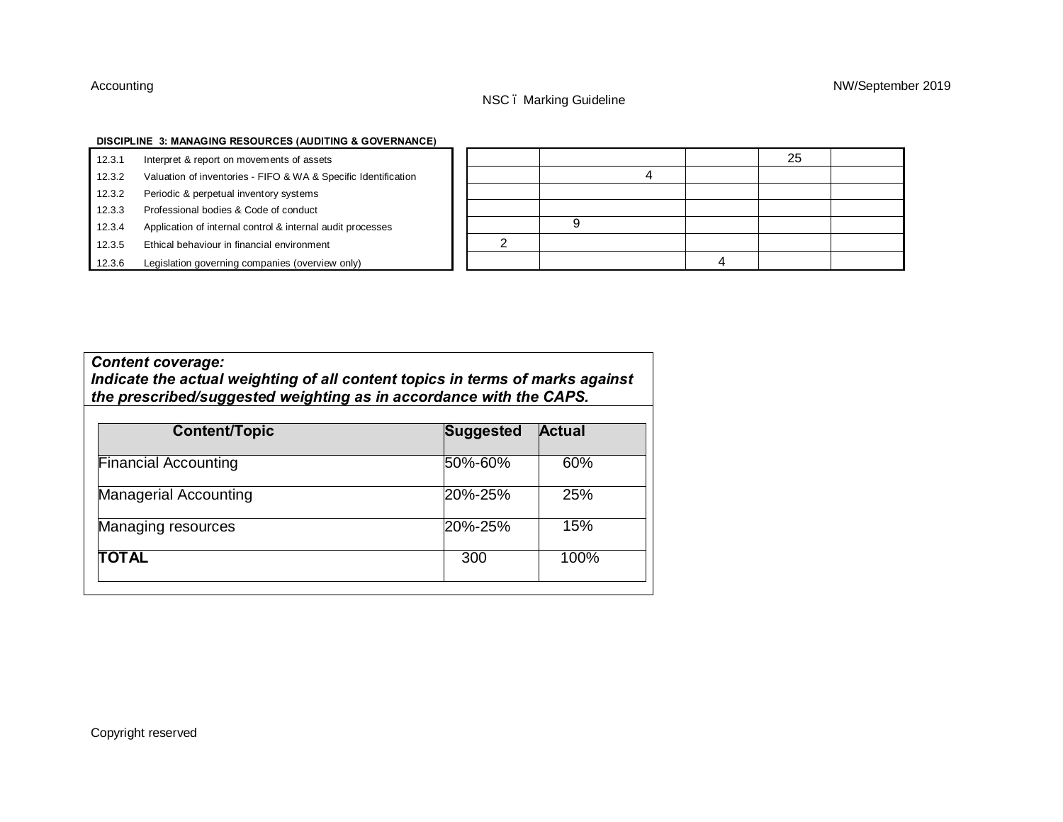**DISCIPLINE 3: MANAGING RESOURCES (AUDITING & GOVERNANCE)**

| | | | | | | |
|---|---|---|---|---|---|---|
| 12.3.1 | Interpret & report on movements of assets | | | | 25 | |
| 12.3.2 | Valuation of inventories - FIFO & WA & Specific Identification | | 4 | | | |
| 12.3.2 | Periodic & perpetual inventory systems | | | | | |
| 12.3.3 | Professional bodies & Code of conduct | | | | | |
| 12.3.4 | Application of internal control & internal audit processes | | 9 | | | |
| 12.3.5 | Ethical behaviour in financial environment | 2 | | | | |
| 12.3.6 | Legislation governing companies (overview only) | | | 4 | | |

***Content coverage:***
***Indicate the actual weighting of all content topics in terms of marks against the prescribed/suggested weighting as in accordance with the CAPS.***

| Content/Topic | Suggested | Actual |
|---|---|---|
| Financial Accounting | 50%-60% | 60% |
| Managerial Accounting | 20%-25% | 25% |
| Managing resources | 20%-25% | 15% |
| **TOTAL** | 300 | 100% |